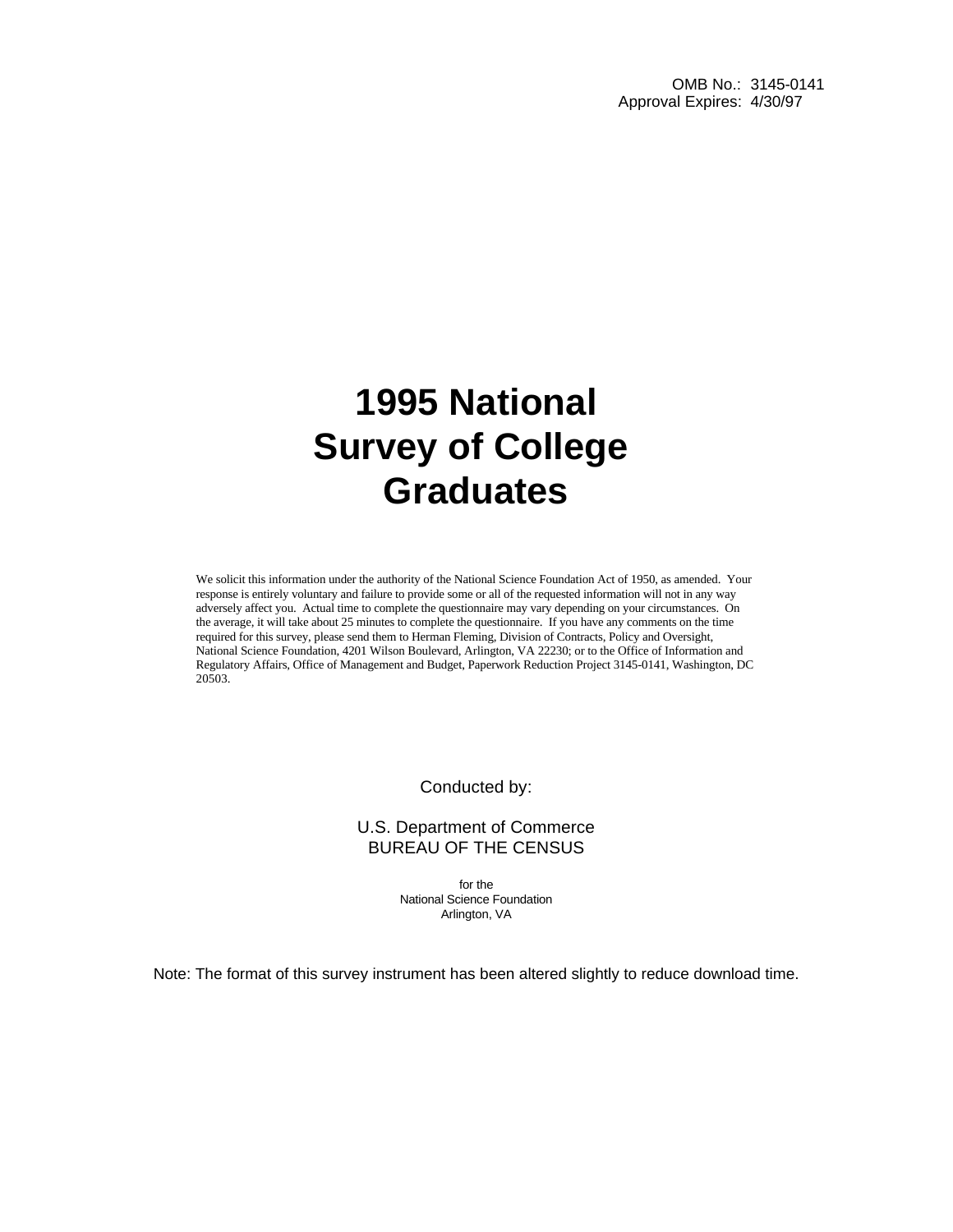OMB No.: 3145-0141
Approval Expires: 4/30/97

# 1995 National Survey of College Graduates

We solicit this information under the authority of the National Science Foundation Act of 1950, as amended. Your response is entirely voluntary and failure to provide some or all of the requested information will not in any way adversely affect you. Actual time to complete the questionnaire may vary depending on your circumstances. On the average, it will take about 25 minutes to complete the questionnaire. If you have any comments on the time required for this survey, please send them to Herman Fleming, Division of Contracts, Policy and Oversight, National Science Foundation, 4201 Wilson Boulevard, Arlington, VA 22230; or to the Office of Information and Regulatory Affairs, Office of Management and Budget, Paperwork Reduction Project 3145-0141, Washington, DC 20503.

Conducted by:

U.S. Department of Commerce
BUREAU OF THE CENSUS

for the
National Science Foundation
Arlington, VA

Note: The format of this survey instrument has been altered slightly to reduce download time.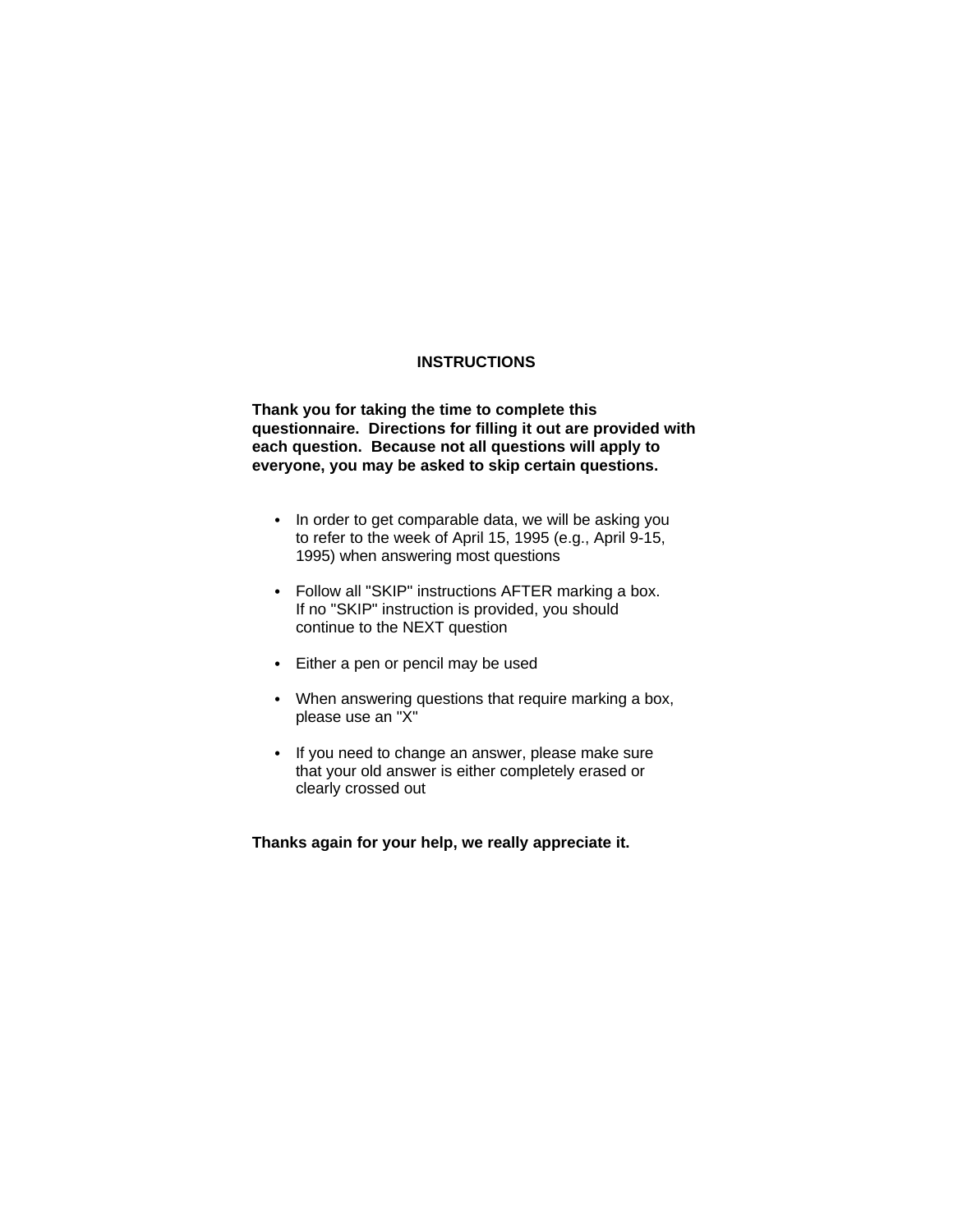## INSTRUCTIONS

**Thank you for taking the time to complete this questionnaire. Directions for filling it out are provided with each question. Because not all questions will apply to everyone, you may be asked to skip certain questions.**

- In order to get comparable data, we will be asking you to refer to the week of April 15, 1995 (e.g., April 9-15, 1995) when answering most questions
- Follow all "SKIP" instructions AFTER marking a box. If no "SKIP" instruction is provided, you should continue to the NEXT question
- Either a pen or pencil may be used
- When answering questions that require marking a box, please use an "X"
- If you need to change an answer, please make sure that your old answer is either completely erased or clearly crossed out

**Thanks again for your help, we really appreciate it.**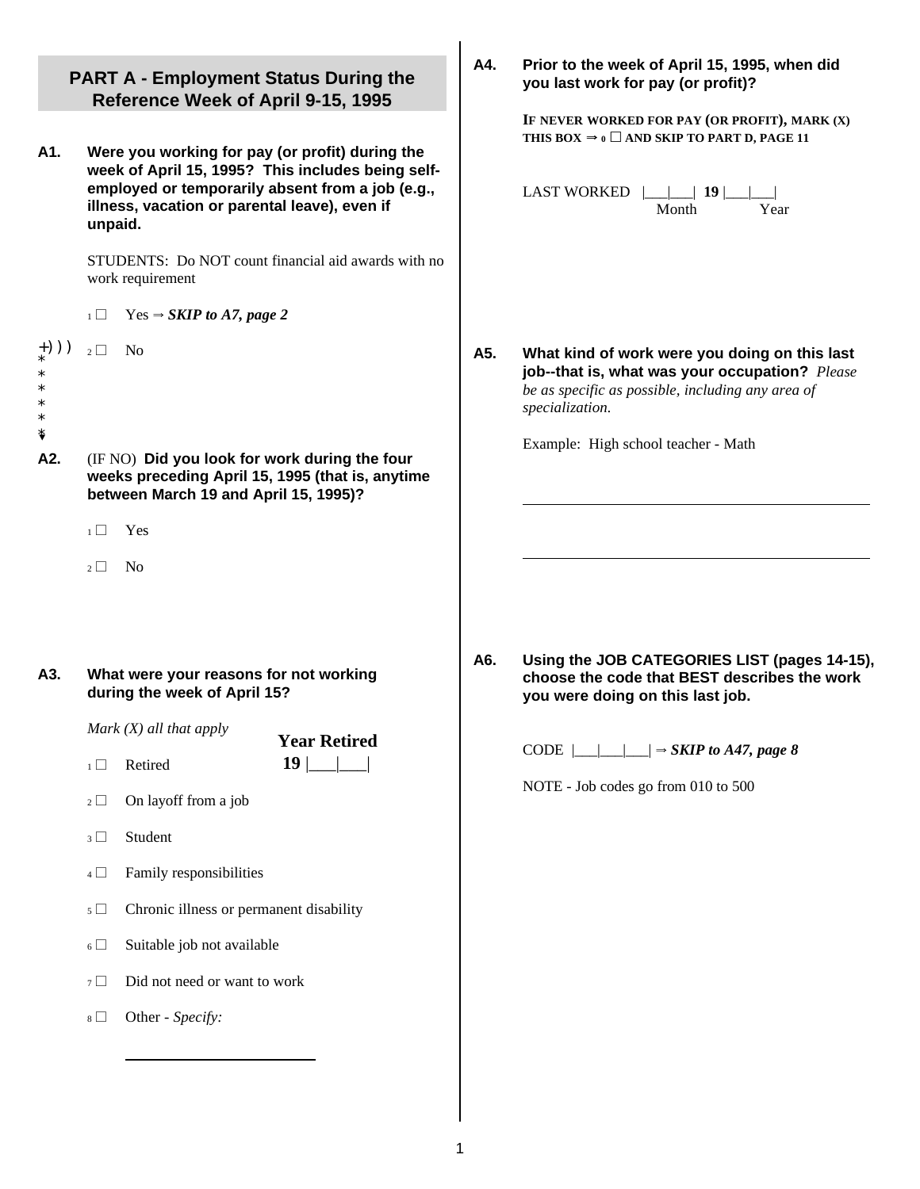## PART A - Employment Status During the Reference Week of April 9-15, 1995

**A1. Were you working for pay (or profit) during the week of April 15, 1995? This includes being self-employed or temporarily absent from a job (e.g., illness, vacation or parental leave), even if unpaid.**

STUDENTS: Do NOT count financial aid awards with no work requirement

1 ☐ Yes ⇒ ***SKIP to A7, page 2***

2 ☐ No

**A2.** (IF NO) **Did you look for work during the four weeks preceding April 15, 1995 (that is, anytime between March 19 and April 15, 1995)?**

1 ☐ Yes

2 ☐ No

**A3. What were your reasons for not working during the week of April 15?**

*Mark (X) all that apply*

1 ☐ Retired — **Year Retired 19** |___|___|

2 ☐ On layoff from a job

3 ☐ Student

4 ☐ Family responsibilities

5 ☐ Chronic illness or permanent disability

6 ☐ Suitable job not available

7 ☐ Did not need or want to work

8 ☐ Other - *Specify:* ______________________

**A4. Prior to the week of April 15, 1995, when did you last work for pay (or profit)?**

IF NEVER WORKED FOR PAY (OR PROFIT), MARK (X) THIS BOX ⇒ 0 ☐ AND SKIP TO PART D, PAGE 11

LAST WORKED |___|___| **19** |___|___|
Month Year

**A5. What kind of work were you doing on this last job--that is, what was your occupation?** *Please be as specific as possible, including any area of specialization.*

Example: High school teacher - Math

______________________________________________

______________________________________________

**A6. Using the JOB CATEGORIES LIST (pages 14-15), choose the code that BEST describes the work you were doing on this last job.**

CODE |___|___|___| ⇒ ***SKIP to A47, page 8***

NOTE - Job codes go from 010 to 500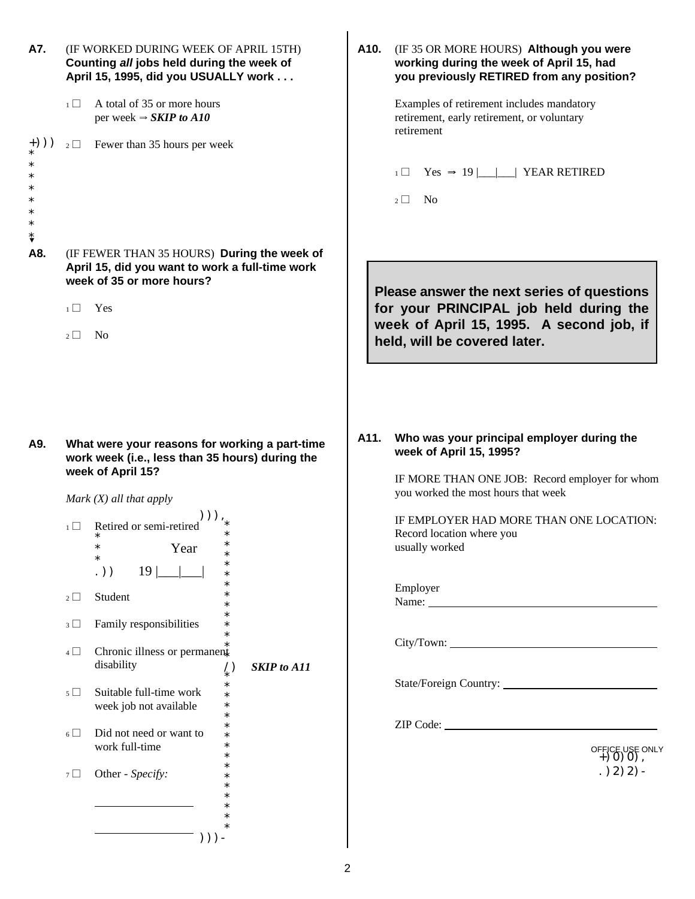**A7.** (IF WORKED DURING WEEK OF APRIL 15TH) **Counting *all* jobs held during the week of April 15, 1995, did you USUALLY work . . .**

- 1 ☐ A total of 35 or more hours per week ⇒ ***SKIP to A10***
- 2 ☐ Fewer than 35 hours per week

**A8.** (IF FEWER THAN 35 HOURS) **During the week of April 15, did you want to work a full-time work week of 35 or more hours?**

- 1 ☐ Yes
- 2 ☐ No

**A9. What were your reasons for working a part-time work week (i.e., less than 35 hours) during the week of April 15?**

*Mark (X) all that apply*

- 1 ☐ Retired or semi-retired
  - Year 19 |___|___|
- 2 ☐ Student
- 3 ☐ Family responsibilities
- 4 ☐ Chronic illness or permanent disability
- 5 ☐ Suitable full-time work week job not available
- 6 ☐ Did not need or want to work full-time
- 7 ☐ Other - *Specify:*

  ____________________

  ____________________

(All options above) ⇒ ***SKIP to A11***

**A10.** (IF 35 OR MORE HOURS) **Although you were working during the week of April 15, had you previously RETIRED from any position?**

Examples of retirement includes mandatory retirement, early retirement, or voluntary retirement

- 1 ☐ Yes ⇒ 19 |___|___| YEAR RETIRED
- 2 ☐ No

**Please answer the next series of questions for your PRINCIPAL job held during the week of April 15, 1995. A second job, if held, will be covered later.**

**A11. Who was your principal employer during the week of April 15, 1995?**

IF MORE THAN ONE JOB: Record employer for whom you worked the most hours that week

IF EMPLOYER HAD MORE THAN ONE LOCATION: Record location where you usually worked

Employer Name: ____________________

City/Town: ____________________

State/Foreign Country: ____________________

ZIP Code: ____________________

OFFICE USE ONLY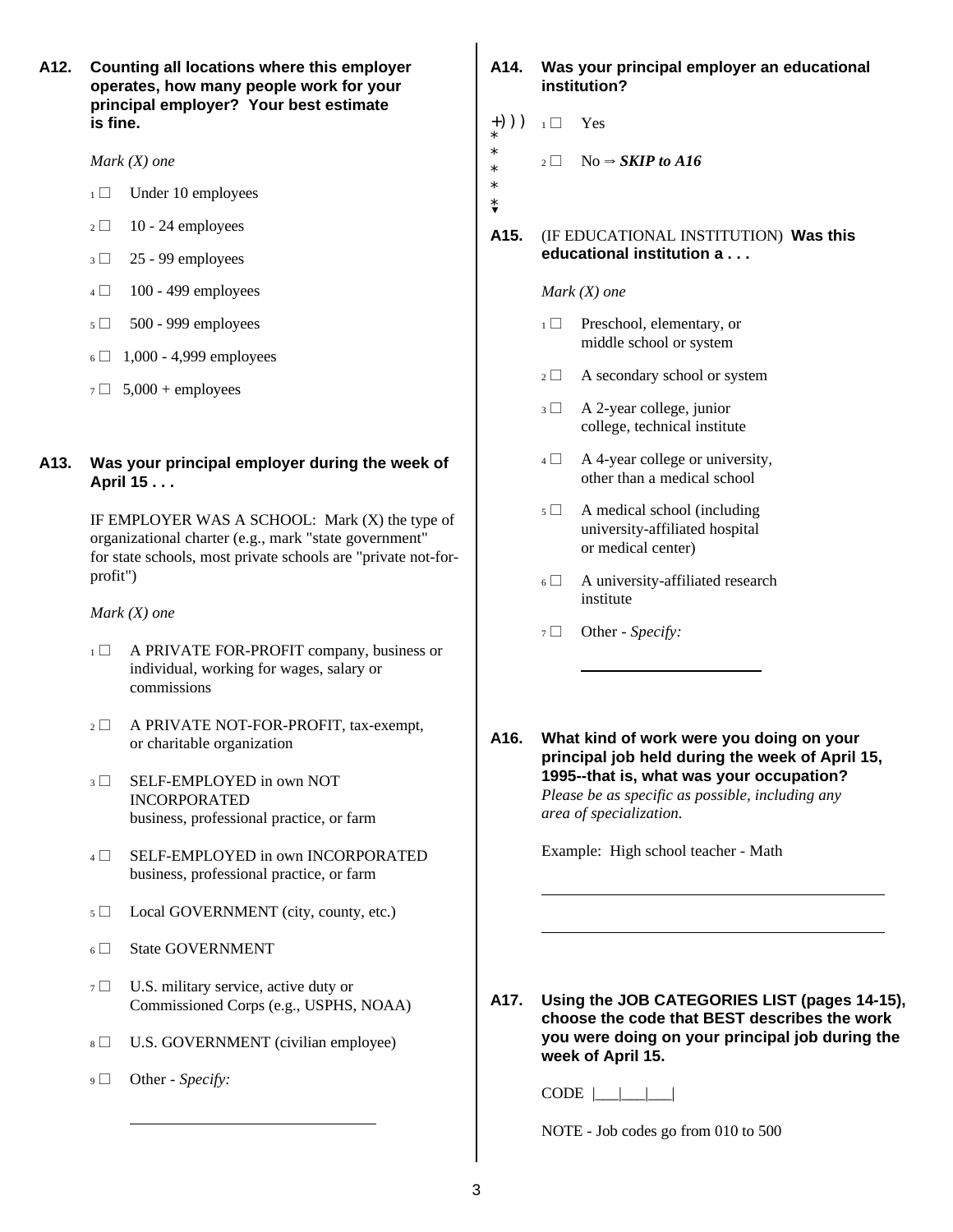**A12. Counting all locations where this employer operates, how many people work for your principal employer? Your best estimate is fine.**

*Mark (X) one*

1 ☐ Under 10 employees

2 ☐ 10 - 24 employees

3 ☐ 25 - 99 employees

4 ☐ 100 - 499 employees

5 ☐ 500 - 999 employees

6 ☐ 1,000 - 4,999 employees

7 ☐ 5,000 + employees

**A13. Was your principal employer during the week of April 15 . . .**

IF EMPLOYER WAS A SCHOOL: Mark (X) the type of organizational charter (e.g., mark "state government" for state schools, most private schools are "private not-for-profit")

*Mark (X) one*

1 ☐ A PRIVATE FOR-PROFIT company, business or individual, working for wages, salary or commissions

2 ☐ A PRIVATE NOT-FOR-PROFIT, tax-exempt, or charitable organization

3 ☐ SELF-EMPLOYED in own NOT INCORPORATED business, professional practice, or farm

4 ☐ SELF-EMPLOYED in own INCORPORATED business, professional practice, or farm

5 ☐ Local GOVERNMENT (city, county, etc.)

6 ☐ State GOVERNMENT

7 ☐ U.S. military service, active duty or Commissioned Corps (e.g., USPHS, NOAA)

8 ☐ U.S. GOVERNMENT (civilian employee)

9 ☐ Other - *Specify:*

______________________________

**A14. Was your principal employer an educational institution?**

1 ☐ Yes

2 ☐ No ⇒ ***SKIP to A16***

**A15.** (IF EDUCATIONAL INSTITUTION) **Was this educational institution a . . .**

*Mark (X) one*

1 ☐ Preschool, elementary, or middle school or system

2 ☐ A secondary school or system

3 ☐ A 2-year college, junior college, technical institute

4 ☐ A 4-year college or university, other than a medical school

5 ☐ A medical school (including university-affiliated hospital or medical center)

6 ☐ A university-affiliated research institute

7 ☐ Other - *Specify:*

______________________________

**A16. What kind of work were you doing on your principal job held during the week of April 15, 1995--that is, what was your occupation?** *Please be as specific as possible, including any area of specialization.*

Example: High school teacher - Math

______________________________

______________________________

**A17. Using the JOB CATEGORIES LIST (pages 14-15), choose the code that BEST describes the work you were doing on your principal job during the week of April 15.**

CODE |___|___|___|

NOTE - Job codes go from 010 to 500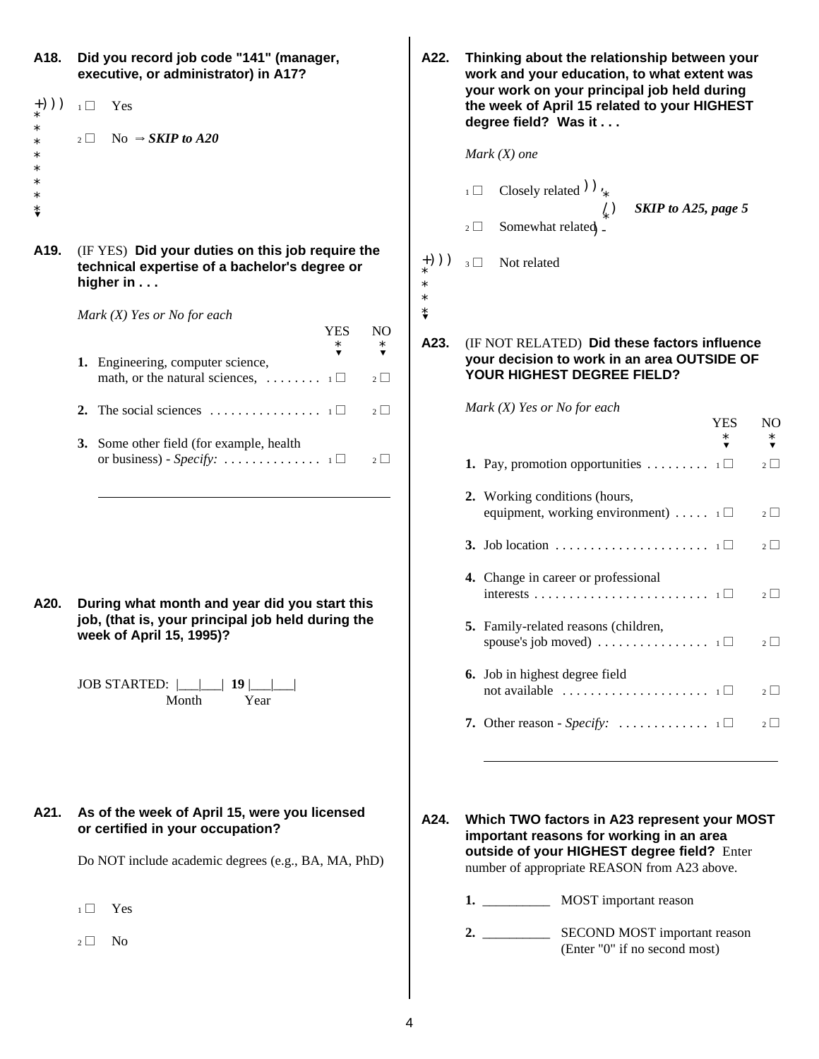**A18.** **Did you record job code "141" (manager, executive, or administrator) in A17?**

1 ☐ Yes

2 ☐ No ⇒ ***SKIP to A20***

**A19.** (IF YES) **Did your duties on this job require the technical expertise of a bachelor's degree or higher in . . .**

*Mark (X) Yes or No for each*

| | YES | NO |
|---|---|---|
| **1.** Engineering, computer science, math, or the natural sciences, . . . . . . . . | 1 ☐ | 2 ☐ |
| **2.** The social sciences . . . . . . . . . . . . . . . . | 1 ☐ | 2 ☐ |
| **3.** Some other field (for example, health or business) - *Specify:* . . . . . . . . . . . . . . | 1 ☐ | 2 ☐ |

______________________________________________

**A20.** **During what month and year did you start this job, (that is, your principal job held during the week of April 15, 1995)?**

JOB STARTED: |___|___| **19** |___|___|
Month Year

**A21.** **As of the week of April 15, were you licensed or certified in your occupation?**

Do NOT include academic degrees (e.g., BA, MA, PhD)

1 ☐ Yes

2 ☐ No

**A22.** **Thinking about the relationship between your work and your education, to what extent was your work on your principal job held during the week of April 15 related to your HIGHEST degree field? Was it . . .**

*Mark (X) one*

1 ☐ Closely related ⎫
2 ☐ Somewhat related ⎭ ***SKIP to A25, page 5***

3 ☐ Not related

**A23.** (IF NOT RELATED) **Did these factors influence your decision to work in an area OUTSIDE OF YOUR HIGHEST DEGREE FIELD?**

*Mark (X) Yes or No for each*

| | YES | NO |
|---|---|---|
| **1.** Pay, promotion opportunities . . . . . . . . . | 1 ☐ | 2 ☐ |
| **2.** Working conditions (hours, equipment, working environment) . . . . . | 1 ☐ | 2 ☐ |
| **3.** Job location . . . . . . . . . . . . . . . . . . . . . . | 1 ☐ | 2 ☐ |
| **4.** Change in career or professional interests . . . . . . . . . . . . . . . . . . . . . . . . . | 1 ☐ | 2 ☐ |
| **5.** Family-related reasons (children, spouse's job moved) . . . . . . . . . . . . . . . . | 1 ☐ | 2 ☐ |
| **6.** Job in highest degree field not available . . . . . . . . . . . . . . . . . . . . . | 1 ☐ | 2 ☐ |
| **7.** Other reason - *Specify:* . . . . . . . . . . . . . | 1 ☐ | 2 ☐ |

______________________________________________

**A24.** **Which TWO factors in A23 represent your MOST important reasons for working in an area outside of your HIGHEST degree field?** Enter number of appropriate REASON from A23 above.

**1.** __________ MOST important reason

**2.** __________ SECOND MOST important reason (Enter "0" if no second most)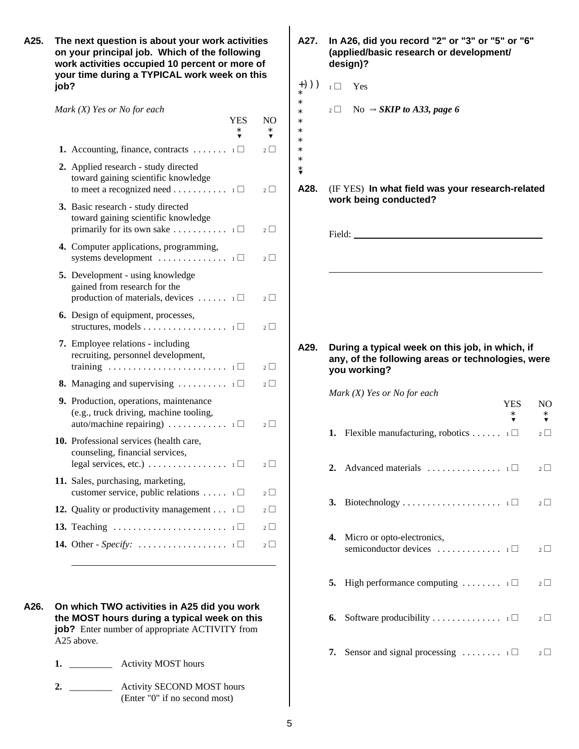**A25. The next question is about your work activities on your principal job. Which of the following work activities occupied 10 percent or more of your time during a TYPICAL work week on this job?**

*Mark (X) Yes or No for each*

| | YES | NO |
|---|---|---|
| **1.** Accounting, finance, contracts | 1 ☐ | 2 ☐ |
| **2.** Applied research - study directed toward gaining scientific knowledge to meet a recognized need | 1 ☐ | 2 ☐ |
| **3.** Basic research - study directed toward gaining scientific knowledge primarily for its own sake | 1 ☐ | 2 ☐ |
| **4.** Computer applications, programming, systems development | 1 ☐ | 2 ☐ |
| **5.** Development - using knowledge gained from research for the production of materials, devices | 1 ☐ | 2 ☐ |
| **6.** Design of equipment, processes, structures, models | 1 ☐ | 2 ☐ |
| **7.** Employee relations - including recruiting, personnel development, training | 1 ☐ | 2 ☐ |
| **8.** Managing and supervising | 1 ☐ | 2 ☐ |
| **9.** Production, operations, maintenance (e.g., truck driving, machine tooling, auto/machine repairing) | 1 ☐ | 2 ☐ |
| **10.** Professional services (health care, counseling, financial services, legal services, etc.) | 1 ☐ | 2 ☐ |
| **11.** Sales, purchasing, marketing, customer service, public relations | 1 ☐ | 2 ☐ |
| **12.** Quality or productivity management | 1 ☐ | 2 ☐ |
| **13.** Teaching | 1 ☐ | 2 ☐ |
| **14.** Other - *Specify:* | 1 ☐ | 2 ☐ |

______________________________

**A26. On which TWO activities in A25 did you work the MOST hours during a typical week on this job?** Enter number of appropriate ACTIVITY from A25 above.

**1.** _________ Activity MOST hours

**2.** _________ Activity SECOND MOST hours (Enter "0" if no second most)

**A27. In A26, did you record "2" or "3" or "5" or "6" (applied/basic research or development/design)?**

1 ☐ Yes

2 ☐ No ⇒ ***SKIP to A33, page 6***

**A28.** (IF YES) **In what field was your research-related work being conducted?**

Field: ______________________________

______________________________

**A29. During a typical week on this job, in which, if any, of the following areas or technologies, were you working?**

*Mark (X) Yes or No for each*

| | YES | NO |
|---|---|---|
| **1.** Flexible manufacturing, robotics | 1 ☐ | 2 ☐ |
| **2.** Advanced materials | 1 ☐ | 2 ☐ |
| **3.** Biotechnology | 1 ☐ | 2 ☐ |
| **4.** Micro or opto-electronics, semiconductor devices | 1 ☐ | 2 ☐ |
| **5.** High performance computing | 1 ☐ | 2 ☐ |
| **6.** Software producibility | 1 ☐ | 2 ☐ |
| **7.** Sensor and signal processing | 1 ☐ | 2 ☐ |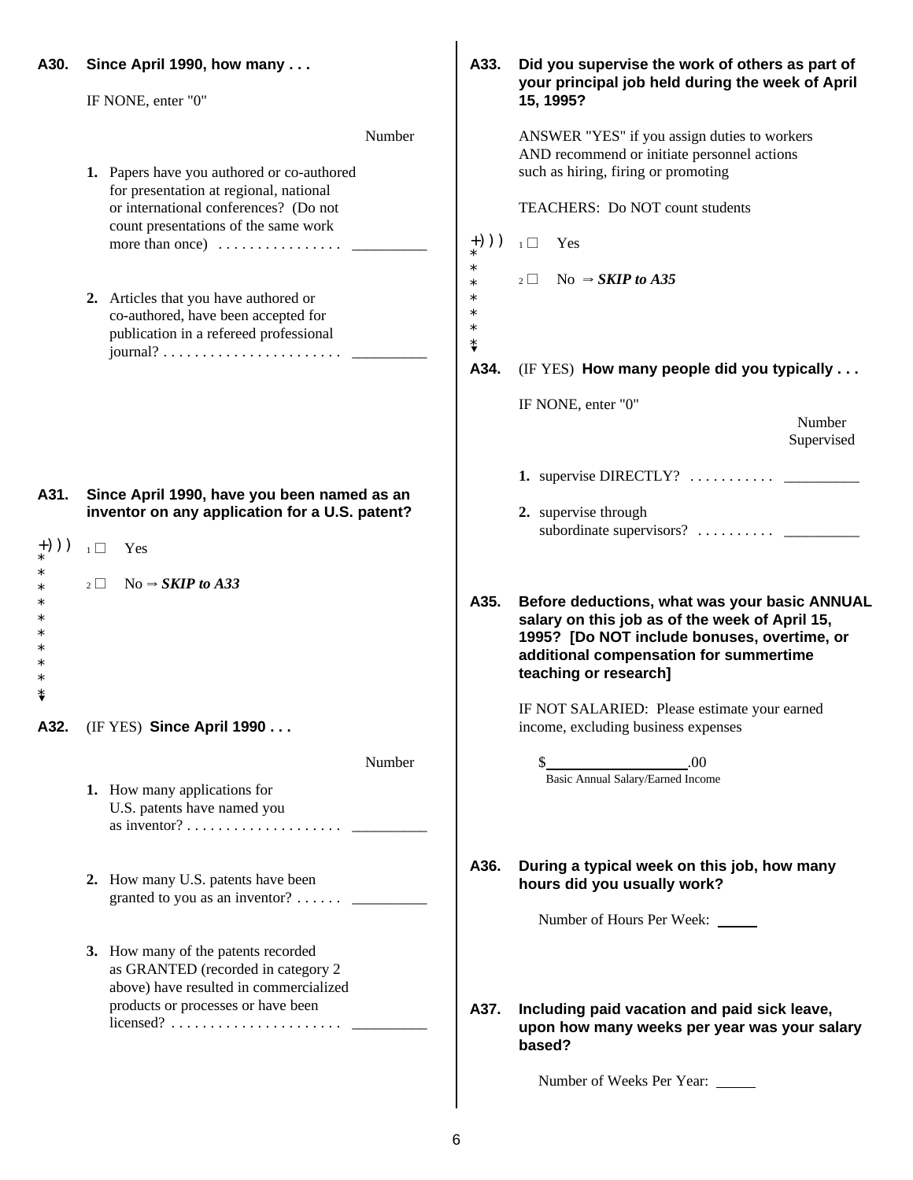**A30. Since April 1990, how many . . .**

IF NONE, enter "0"

| | Number |
|---|---|
| **1.** Papers have you authored or co-authored for presentation at regional, national or international conferences? (Do not count presentations of the same work more than once) . . . . . . . . . . . . . . . . | _________ |
| **2.** Articles that you have authored or co-authored, have been accepted for publication in a refereed professional journal? . . . . . . . . . . . . . . . . . . . . . . . | _________ |

**A31. Since April 1990, have you been named as an inventor on any application for a U.S. patent?**

- 1 □ Yes
- 2 □ No ⇒ ***SKIP to A33***

**A32.** (IF YES) **Since April 1990 . . .**

| | Number |
|---|---|
| **1.** How many applications for U.S. patents have named you as inventor? . . . . . . . . . . . . . . . . . . . . | _________ |
| **2.** How many U.S. patents have been granted to you as an inventor? . . . . . . | _________ |
| **3.** How many of the patents recorded as GRANTED (recorded in category 2 above) have resulted in commercialized products or processes or have been licensed? . . . . . . . . . . . . . . . . . . . . . . | _________ |

**A33. Did you supervise the work of others as part of your principal job held during the week of April 15, 1995?**

ANSWER "YES" if you assign duties to workers AND recommend or initiate personnel actions such as hiring, firing or promoting

TEACHERS: Do NOT count students

- 1 □ Yes
- 2 □ No ⇒ ***SKIP to A35***

**A34.** (IF YES) **How many people did you typically . . .**

IF NONE, enter "0"

| | Number Supervised |
|---|---|
| **1.** supervise DIRECTLY? . . . . . . . . . . . | _________ |
| **2.** supervise through subordinate supervisors? . . . . . . . . . . | _________ |

**A35. Before deductions, what was your basic ANNUAL salary on this job as of the week of April 15, 1995? [Do NOT include bonuses, overtime, or additional compensation for summertime teaching or research]**

IF NOT SALARIED: Please estimate your earned income, excluding business expenses

$__________________.00
Basic Annual Salary/Earned Income

**A36. During a typical week on this job, how many hours did you usually work?**

Number of Hours Per Week: _____

**A37. Including paid vacation and paid sick leave, upon how many weeks per year was your salary based?**

Number of Weeks Per Year: _____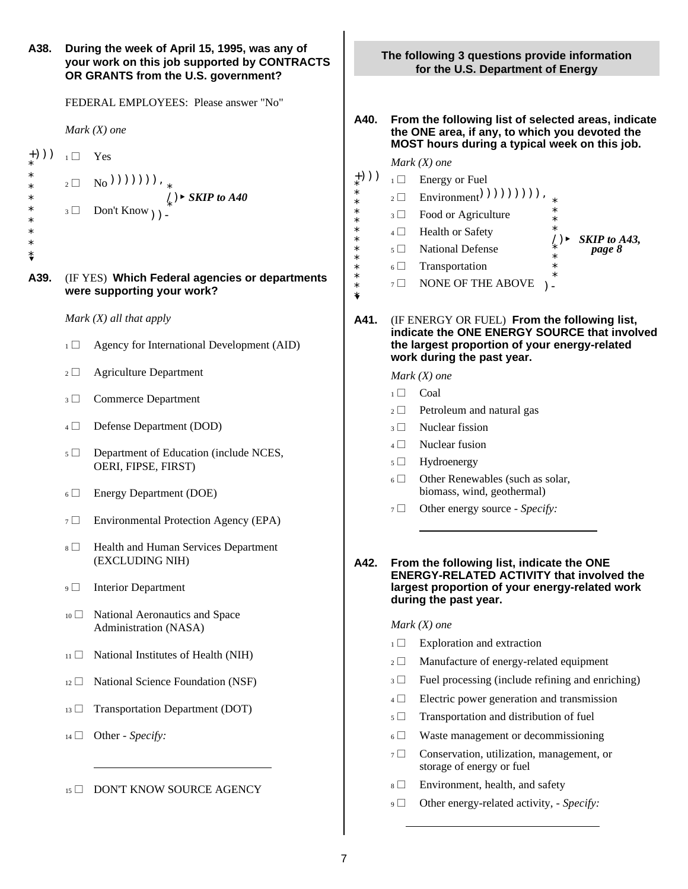**A38. During the week of April 15, 1995, was any of your work on this job supported by CONTRACTS OR GRANTS from the U.S. government?**

FEDERAL EMPLOYEES: Please answer "No"

*Mark (X) one*

- 1 ☐ Yes
- 2 ☐ No → ***SKIP to A40***
- 3 ☐ Don't Know → ***SKIP to A40***

**A39.** (IF YES) **Which Federal agencies or departments were supporting your work?**

*Mark (X) all that apply*

- 1 ☐ Agency for International Development (AID)
- 2 ☐ Agriculture Department
- 3 ☐ Commerce Department
- 4 ☐ Defense Department (DOD)
- 5 ☐ Department of Education (include NCES, OERI, FIPSE, FIRST)
- 6 ☐ Energy Department (DOE)
- 7 ☐ Environmental Protection Agency (EPA)
- 8 ☐ Health and Human Services Department (EXCLUDING NIH)
- 9 ☐ Interior Department
- 10 ☐ National Aeronautics and Space Administration (NASA)
- 11 ☐ National Institutes of Health (NIH)
- 12 ☐ National Science Foundation (NSF)
- 13 ☐ Transportation Department (DOT)
- 14 ☐ Other - *Specify:* \_\_\_\_\_\_\_\_\_\_\_\_\_\_\_\_\_\_\_\_
- 15 ☐ DON'T KNOW SOURCE AGENCY

**The following 3 questions provide information for the U.S. Department of Energy**

**A40. From the following list of selected areas, indicate the ONE area, if any, to which you devoted the MOST hours during a typical week on this job.**

*Mark (X) one*

- 1 ☐ Energy or Fuel
- 2 ☐ Environment → ***SKIP to A43, page 8***
- 3 ☐ Food or Agriculture → ***SKIP to A43, page 8***
- 4 ☐ Health or Safety → ***SKIP to A43, page 8***
- 5 ☐ National Defense → ***SKIP to A43, page 8***
- 6 ☐ Transportation → ***SKIP to A43, page 8***
- 7 ☐ NONE OF THE ABOVE → ***SKIP to A43, page 8***

**A41.** (IF ENERGY OR FUEL) **From the following list, indicate the ONE ENERGY SOURCE that involved the largest proportion of your energy-related work during the past year.**

*Mark (X) one*

- 1 ☐ Coal
- 2 ☐ Petroleum and natural gas
- 3 ☐ Nuclear fission
- 4 ☐ Nuclear fusion
- 5 ☐ Hydroenergy
- 6 ☐ Other Renewables (such as solar, biomass, wind, geothermal)
- 7 ☐ Other energy source - *Specify:* \_\_\_\_\_\_\_\_\_\_\_\_\_\_\_\_\_\_\_\_

**A42. From the following list, indicate the ONE ENERGY-RELATED ACTIVITY that involved the largest proportion of your energy-related work during the past year.**

*Mark (X) one*

- 1 ☐ Exploration and extraction
- 2 ☐ Manufacture of energy-related equipment
- 3 ☐ Fuel processing (include refining and enriching)
- 4 ☐ Electric power generation and transmission
- 5 ☐ Transportation and distribution of fuel
- 6 ☐ Waste management or decommissioning
- 7 ☐ Conservation, utilization, management, or storage of energy or fuel
- 8 ☐ Environment, health, and safety
- 9 ☐ Other energy-related activity, - *Specify:* \_\_\_\_\_\_\_\_\_\_\_\_\_\_\_\_\_\_\_\_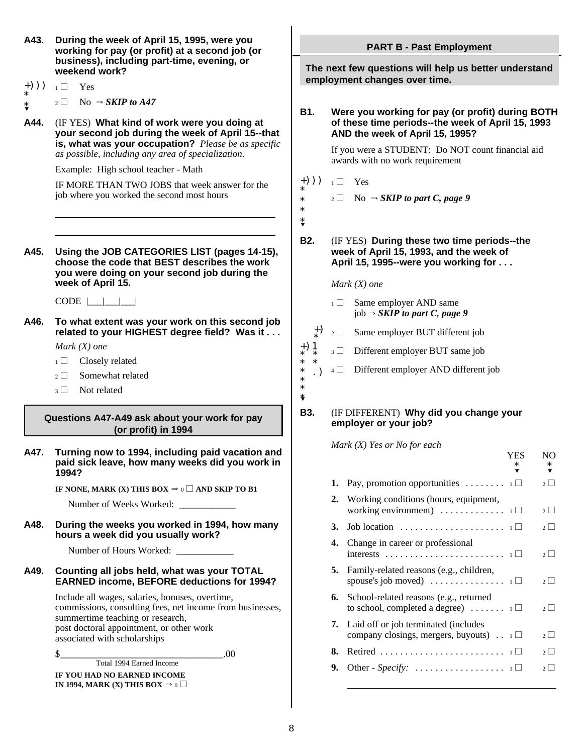**A43. During the week of April 15, 1995, were you working for pay (or profit) at a second job (or business), including part-time, evening, or weekend work?**

1 ☐ Yes

2 ☐ No ⇒ ***SKIP to A47***

**A44.** (IF YES) **What kind of work were you doing at your second job during the week of April 15--that is, what was your occupation?** *Please be as specific as possible, including any area of specialization.*

Example: High school teacher - Math

IF MORE THAN TWO JOBS that week answer for the job where you worked the second most hours

\_\_\_\_\_\_\_\_\_\_\_\_\_\_\_\_\_\_\_\_\_\_\_\_\_\_\_\_\_\_\_\_\_\_\_\_\_\_\_\_

\_\_\_\_\_\_\_\_\_\_\_\_\_\_\_\_\_\_\_\_\_\_\_\_\_\_\_\_\_\_\_\_\_\_\_\_\_\_\_\_

**A45. Using the JOB CATEGORIES LIST (pages 14-15), choose the code that BEST describes the work you were doing on your second job during the week of April 15.**

CODE |\_\_\_|\_\_\_|\_\_\_|

**A46. To what extent was your work on this second job related to your HIGHEST degree field? Was it . . .**

*Mark (X) one*

1 ☐ Closely related

2 ☐ Somewhat related

3 ☐ Not related

**Questions A47-A49 ask about your work for pay (or profit) in 1994**

**A47. Turning now to 1994, including paid vacation and paid sick leave, how many weeks did you work in 1994?**

**IF NONE, MARK (X) THIS BOX ⇒ 0 ☐ AND SKIP TO B1**

Number of Weeks Worked: \_\_\_\_\_\_\_\_\_\_\_\_

**A48. During the weeks you worked in 1994, how many hours a week did you usually work?**

Number of Hours Worked: \_\_\_\_\_\_\_\_\_\_\_\_

**A49. Counting all jobs held, what was your TOTAL EARNED income, BEFORE deductions for 1994?**

Include all wages, salaries, bonuses, overtime, commissions, consulting fees, net income from businesses, summertime teaching or research, post doctoral appointment, or other work associated with scholarships

$\_\_\_\_\_\_\_\_\_\_\_\_\_\_\_\_\_\_\_\_\_\_\_\_\_\_\_\_\_\_\_\_\_\_.00
Total 1994 Earned Income

**IF YOU HAD NO EARNED INCOME IN 1994, MARK (X) THIS BOX ⇒ 0 ☐**

## PART B - Past Employment

**The next few questions will help us better understand employment changes over time.**

**B1. Were you working for pay (or profit) during BOTH of these time periods--the week of April 15, 1993 AND the week of April 15, 1995?**

If you were a STUDENT: Do NOT count financial aid awards with no work requirement

1 ☐ Yes

2 ☐ No ⇒ ***SKIP to part C, page 9***

**B2.** (IF YES) **During these two time periods--the week of April 15, 1993, and the week of April 15, 1995--were you working for . . .**

*Mark (X) one*

1 ☐ Same employer AND same job ⇒ ***SKIP to part C, page 9***

2 ☐ Same employer BUT different job

3 ☐ Different employer BUT same job

4 ☐ Different employer AND different job

**B3.** (IF DIFFERENT) **Why did you change your employer or your job?**

*Mark (X) Yes or No for each*

| | | YES | NO |
|---|---|---|---|
| **1.** | Pay, promotion opportunities | 1 ☐ | 2 ☐ |
| **2.** | Working conditions (hours, equipment, working environment) | 1 ☐ | 2 ☐ |
| **3.** | Job location | 1 ☐ | 2 ☐ |
| **4.** | Change in career or professional interests | 1 ☐ | 2 ☐ |
| **5.** | Family-related reasons (e.g., children, spouse's job moved) | 1 ☐ | 2 ☐ |
| **6.** | School-related reasons (e.g., returned to school, completed a degree) | 1 ☐ | 2 ☐ |
| **7.** | Laid off or job terminated (includes company closings, mergers, buyouts) | 1 ☐ | 2 ☐ |
| **8.** | Retired | 1 ☐ | 2 ☐ |
| **9.** | Other - *Specify:* | 1 ☐ | 2 ☐ |

\_\_\_\_\_\_\_\_\_\_\_\_\_\_\_\_\_\_\_\_\_\_\_\_\_\_\_\_\_\_\_\_\_\_\_\_\_\_\_\_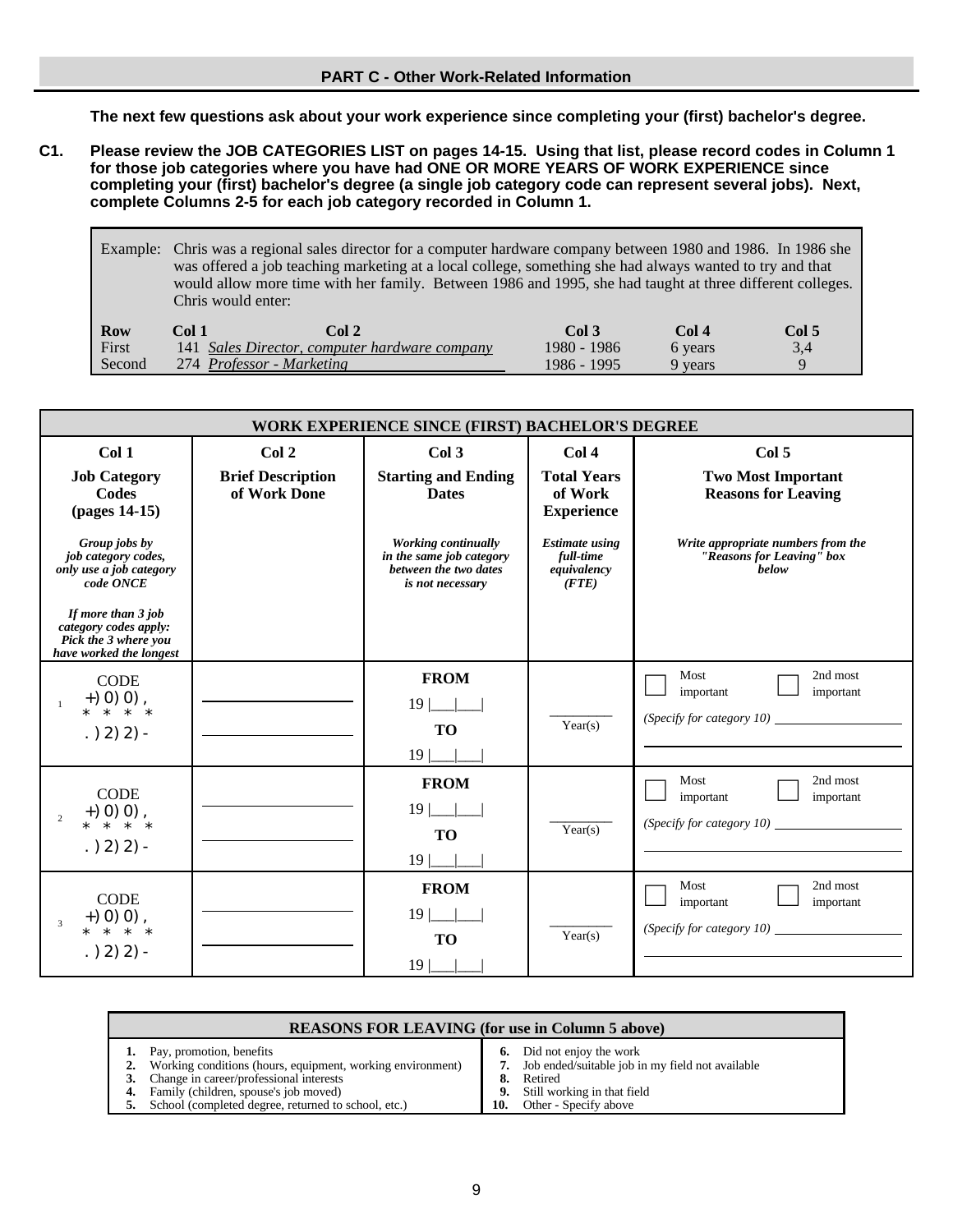## PART C - Other Work-Related Information

**The next few questions ask about your work experience since completing your (first) bachelor's degree.**

**C1. Please review the JOB CATEGORIES LIST on pages 14-15. Using that list, please record codes in Column 1 for those job categories where you have had ONE OR MORE YEARS OF WORK EXPERIENCE since completing your (first) bachelor's degree (a single job category code can represent several jobs). Next, complete Columns 2-5 for each job category recorded in Column 1.**

Example: Chris was a regional sales director for a computer hardware company between 1980 and 1986. In 1986 she was offered a job teaching marketing at a local college, something she had always wanted to try and that would allow more time with her family. Between 1986 and 1995, she had taught at three different colleges. Chris would enter:

| Row | Col 1 | Col 2 | Col 3 | Col 4 | Col 5 |
|---|---|---|---|---|---|
| First | 141 | *Sales Director, computer hardware company* | 1980 - 1986 | 6 years | 3,4 |
| Second | 274 | *Professor - Marketing* | 1986 - 1995 | 9 years | 9 |

**WORK EXPERIENCE SINCE (FIRST) BACHELOR'S DEGREE**

| Col 1<br>**Job Category Codes (pages 14-15)**<br>*Group jobs by job category codes, only use a job category code ONCE*<br>*If more than 3 job category codes apply: Pick the 3 where you have worked the longest* | Col 2<br>**Brief Description of Work Done** | Col 3<br>**Starting and Ending Dates**<br>*Working continually in the same job category between the two dates is not necessary* | Col 4<br>**Total Years of Work Experience**<br>*Estimate using full-time equivalency (FTE)* | Col 5<br>**Two Most Important Reasons for Leaving**<br>*Write appropriate numbers from the "Reasons for Leaving" box below* |
|---|---|---|---|---|
| 1 CODE ___ ___ ___ | ________ | **FROM** 19 \|___\|___\| **TO** 19 \|___\|___\| | ____ Year(s) | ☐ Most important ☐ 2nd most important<br>*(Specify for category 10)* ________ |
| 2 CODE ___ ___ ___ | ________ | **FROM** 19 \|___\|___\| **TO** 19 \|___\|___\| | ____ Year(s) | ☐ Most important ☐ 2nd most important<br>*(Specify for category 10)* ________ |
| 3 CODE ___ ___ ___ | ________ | **FROM** 19 \|___\|___\| **TO** 19 \|___\|___\| | ____ Year(s) | ☐ Most important ☐ 2nd most important<br>*(Specify for category 10)* ________ |

**REASONS FOR LEAVING (for use in Column 5 above)**

1. Pay, promotion, benefits
2. Working conditions (hours, equipment, working environment)
3. Change in career/professional interests
4. Family (children, spouse's job moved)
5. School (completed degree, returned to school, etc.)
6. Did not enjoy the work
7. Job ended/suitable job in my field not available
8. Retired
9. Still working in that field
10. Other - Specify above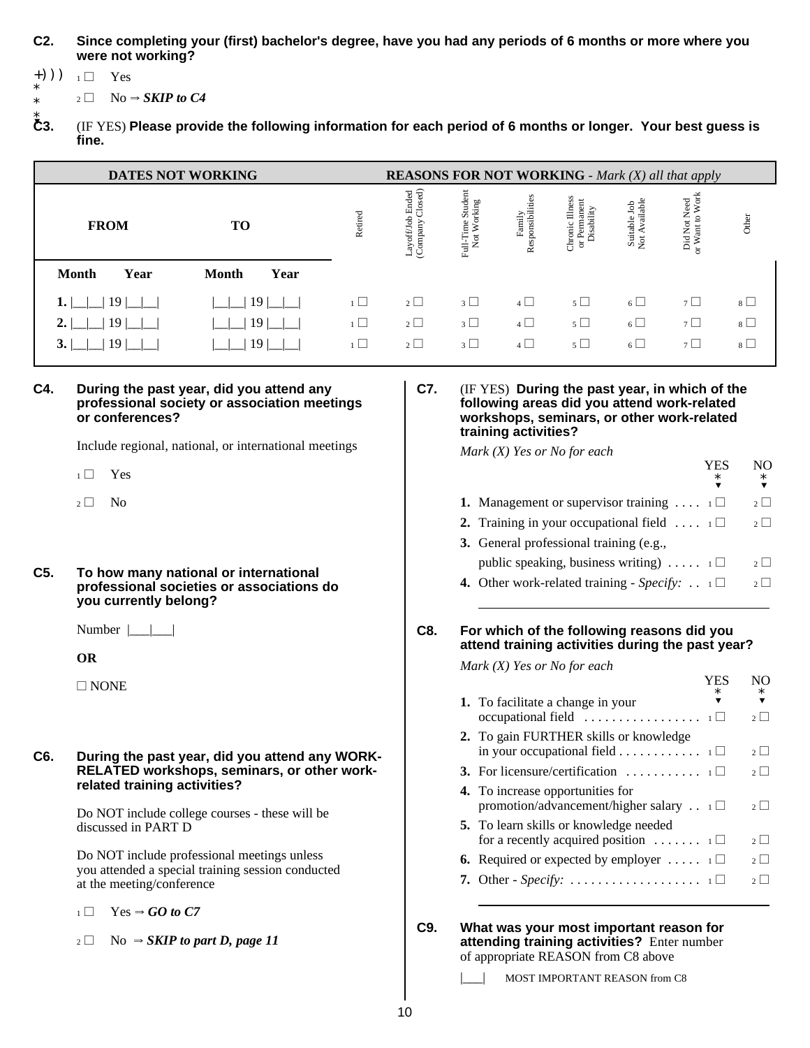**C2. Since completing your (first) bachelor's degree, have you had any periods of 6 months or more where you were not working?**

1 ☐ Yes

2 ☐ No ⇒ ***SKIP to C4***

**C3.** (IF YES) **Please provide the following information for each period of 6 months or longer. Your best guess is fine.**

| DATES NOT WORKING | | | | REASONS FOR NOT WORKING - *Mark (X) all that apply* | | | | | | | |
|---|---|---|---|---|---|---|---|---|---|---|---|
| FROM | | TO | | Retired | Layoff/Job Ended (Company Closed) | Full-Time Student Not Working | Family Responsibilities | Chronic Illness or Permanent Disability | Suitable Job Not Available | Did Not Need or Want to Work | Other |
| Month | Year | Month | Year | | | | | | | | |
| 1. \|__\|__\| | 19 \|__\|__\| | \|__\|__\| | 19 \|__\|__\| | 1 ☐ | 2 ☐ | 3 ☐ | 4 ☐ | 5 ☐ | 6 ☐ | 7 ☐ | 8 ☐ |
| 2. \|__\|__\| | 19 \|__\|__\| | \|__\|__\| | 19 \|__\|__\| | 1 ☐ | 2 ☐ | 3 ☐ | 4 ☐ | 5 ☐ | 6 ☐ | 7 ☐ | 8 ☐ |
| 3. \|__\|__\| | 19 \|__\|__\| | \|__\|__\| | 19 \|__\|__\| | 1 ☐ | 2 ☐ | 3 ☐ | 4 ☐ | 5 ☐ | 6 ☐ | 7 ☐ | 8 ☐ |

**C4. During the past year, did you attend any professional society or association meetings or conferences?**

Include regional, national, or international meetings

1 ☐ Yes

2 ☐ No

**C5. To how many national or international professional societies or associations do you currently belong?**

Number |___|___|

**OR**

☐ NONE

**C6. During the past year, did you attend any WORK-RELATED workshops, seminars, or other work-related training activities?**

Do NOT include college courses - these will be discussed in PART D

Do NOT include professional meetings unless you attended a special training session conducted at the meeting/conference

1 ☐ Yes ⇒ ***GO to C7***

2 ☐ No ⇒ ***SKIP to part D, page 11***

**C7.** (IF YES) **During the past year, in which of the following areas did you attend work-related workshops, seminars, or other work-related training activities?**

*Mark (X) Yes or No for each*

| | YES | NO |
|---|---|---|
| **1.** Management or supervisor training | 1 ☐ | 2 ☐ |
| **2.** Training in your occupational field | 1 ☐ | 2 ☐ |
| **3.** General professional training (e.g., public speaking, business writing) | 1 ☐ | 2 ☐ |
| **4.** Other work-related training - *Specify:* ________________ | 1 ☐ | 2 ☐ |

**C8. For which of the following reasons did you attend training activities during the past year?**

*Mark (X) Yes or No for each*

| | YES | NO |
|---|---|---|
| **1.** To facilitate a change in your occupational field | 1 ☐ | 2 ☐ |
| **2.** To gain FURTHER skills or knowledge in your occupational field | 1 ☐ | 2 ☐ |
| **3.** For licensure/certification | 1 ☐ | 2 ☐ |
| **4.** To increase opportunities for promotion/advancement/higher salary | 1 ☐ | 2 ☐ |
| **5.** To learn skills or knowledge needed for a recently acquired position | 1 ☐ | 2 ☐ |
| **6.** Required or expected by employer | 1 ☐ | 2 ☐ |
| **7.** Other - *Specify:* ________________ | 1 ☐ | 2 ☐ |

**C9. What was your most important reason for attending training activities?** Enter number of appropriate REASON from C8 above

|___| MOST IMPORTANT REASON from C8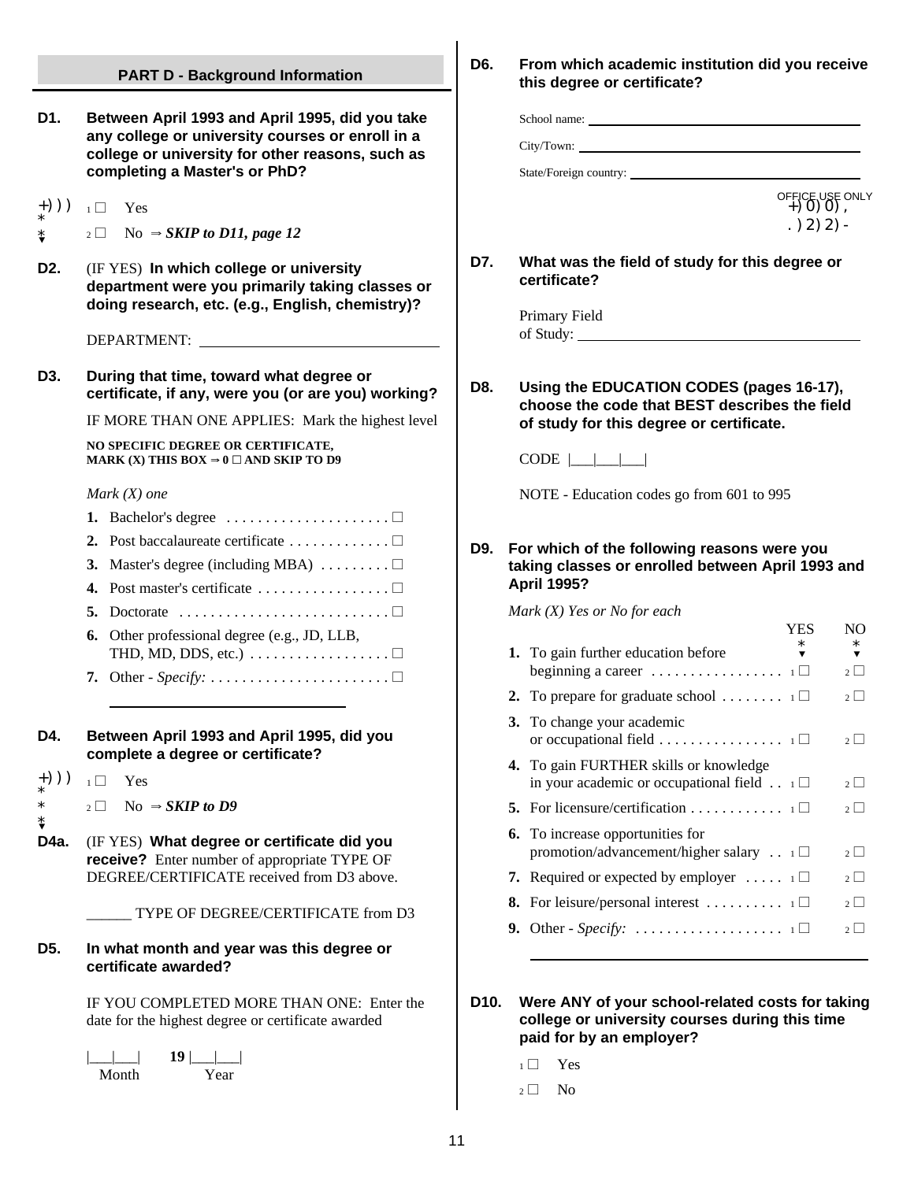## PART D - Background Information

**D1. Between April 1993 and April 1995, did you take any college or university courses or enroll in a college or university for other reasons, such as completing a Master's or PhD?**

- 1 ☐ Yes
- 2 ☐ No ⇒ ***SKIP to D11, page 12***

**D2.** (IF YES) **In which college or university department were you primarily taking classes or doing research, etc. (e.g., English, chemistry)?**

DEPARTMENT: ____________________

**D3. During that time, toward what degree or certificate, if any, were you (or are you) working?**

IF MORE THAN ONE APPLIES: Mark the highest level

**NO SPECIFIC DEGREE OR CERTIFICATE, MARK (X) THIS BOX ⇒ 0 ☐ AND SKIP TO D9**

*Mark (X) one*

1. Bachelor's degree ☐
2. Post baccalaureate certificate ☐
3. Master's degree (including MBA) ☐
4. Post master's certificate ☐
5. Doctorate ☐
6. Other professional degree (e.g., JD, LLB, THD, MD, DDS, etc.) ☐
7. Other - *Specify:* ☐ ____________________

**D4. Between April 1993 and April 1995, did you complete a degree or certificate?**

- 1 ☐ Yes
- 2 ☐ No ⇒ ***SKIP to D9***

**D4a.** (IF YES) **What degree or certificate did you receive?** Enter number of appropriate TYPE OF DEGREE/CERTIFICATE received from D3 above.

______ TYPE OF DEGREE/CERTIFICATE from D3

**D5. In what month and year was this degree or certificate awarded?**

IF YOU COMPLETED MORE THAN ONE: Enter the date for the highest degree or certificate awarded

|___|___| Month **19** |___|___| Year

**D6. From which academic institution did you receive this degree or certificate?**

School name: ____________________

City/Town: ____________________

State/Foreign country: ____________________

OFFICE USE ONLY

**D7. What was the field of study for this degree or certificate?**

Primary Field of Study: ____________________

**D8. Using the EDUCATION CODES (pages 16-17), choose the code that BEST describes the field of study for this degree or certificate.**

CODE |___|___|___|

NOTE - Education codes go from 601 to 995

**D9. For which of the following reasons were you taking classes or enrolled between April 1993 and April 1995?**

*Mark (X) Yes or No for each*

| | YES | NO |
|---|---|---|
| 1. To gain further education before beginning a career | 1 ☐ | 2 ☐ |
| 2. To prepare for graduate school | 1 ☐ | 2 ☐ |
| 3. To change your academic or occupational field | 1 ☐ | 2 ☐ |
| 4. To gain FURTHER skills or knowledge in your academic or occupational field | 1 ☐ | 2 ☐ |
| 5. For licensure/certification | 1 ☐ | 2 ☐ |
| 6. To increase opportunities for promotion/advancement/higher salary | 1 ☐ | 2 ☐ |
| 7. Required or expected by employer | 1 ☐ | 2 ☐ |
| 8. For leisure/personal interest | 1 ☐ | 2 ☐ |
| 9. Other - *Specify:* ____________________ | 1 ☐ | 2 ☐ |

**D10. Were ANY of your school-related costs for taking college or university courses during this time paid for by an employer?**

- 1 ☐ Yes
- 2 ☐ No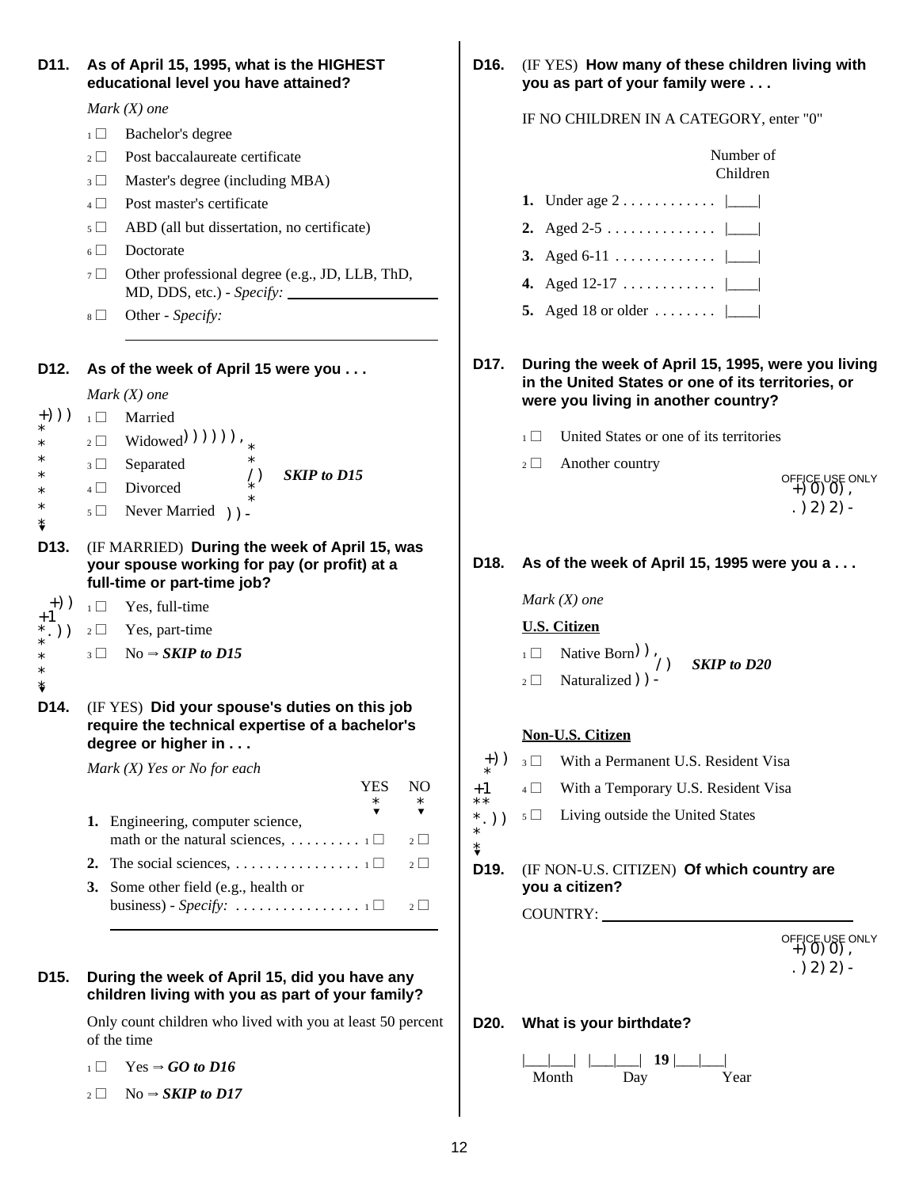**D11. As of April 15, 1995, what is the HIGHEST educational level you have attained?**

*Mark (X) one*

1 ☐ Bachelor's degree
2 ☐ Post baccalaureate certificate
3 ☐ Master's degree (including MBA)
4 ☐ Post master's certificate
5 ☐ ABD (all but dissertation, no certificate)
6 ☐ Doctorate
7 ☐ Other professional degree (e.g., JD, LLB, ThD, MD, DDS, etc.) - *Specify:* ____________
8 ☐ Other - *Specify:* ____________

**D12. As of the week of April 15 were you . . .**

*Mark (X) one*

1 ☐ Married
2 ☐ Widowed
3 ☐ Separated
4 ☐ Divorced
5 ☐ Never Married

(Widowed, Separated, Divorced, Never Married) → ***SKIP to D15***

**D13.** (IF MARRIED) **During the week of April 15, was your spouse working for pay (or profit) at a full-time or part-time job?**

1 ☐ Yes, full-time
2 ☐ Yes, part-time
3 ☐ No ⇒ ***SKIP to D15***

**D14.** (IF YES) **Did your spouse's duties on this job require the technical expertise of a bachelor's degree or higher in . . .**

*Mark (X) Yes or No for each*

| | YES | NO |
|---|---|---|
| **1.** Engineering, computer science, math or the natural sciences, . . . . . . . . . | 1 ☐ | 2 ☐ |
| **2.** The social sciences, . . . . . . . . . . . . . . . . | 1 ☐ | 2 ☐ |
| **3.** Some other field (e.g., health or business) - *Specify:* . . . . . . . . . . . . . . . . ____________ | 1 ☐ | 2 ☐ |

**D15. During the week of April 15, did you have any children living with you as part of your family?**

Only count children who lived with you at least 50 percent of the time

1 ☐ Yes ⇒ ***GO to D16***
2 ☐ No ⇒ ***SKIP to D17***

**D16.** (IF YES) **How many of these children living with you as part of your family were . . .**

IF NO CHILDREN IN A CATEGORY, enter "0"

| | Number of Children |
|---|---|
| **1.** Under age 2 . . . . . . . . . . . . | \|____\| |
| **2.** Aged 2-5 . . . . . . . . . . . . . . | \|____\| |
| **3.** Aged 6-11 . . . . . . . . . . . . . | \|____\| |
| **4.** Aged 12-17 . . . . . . . . . . . . | \|____\| |
| **5.** Aged 18 or older . . . . . . . . | \|____\| |

**D17. During the week of April 15, 1995, were you living in the United States or one of its territories, or were you living in another country?**

1 ☐ United States or one of its territories
2 ☐ Another country

OFFICE USE ONLY

**D18. As of the week of April 15, 1995 were you a . . .**

*Mark (X) one*

**U.S. Citizen**

1 ☐ Native Born
2 ☐ Naturalized

(Native Born, Naturalized) → ***SKIP to D20***

**Non-U.S. Citizen**

3 ☐ With a Permanent U.S. Resident Visa
4 ☐ With a Temporary U.S. Resident Visa
5 ☐ Living outside the United States

**D19.** (IF NON-U.S. CITIZEN) **Of which country are you a citizen?**

COUNTRY: ____________________

OFFICE USE ONLY

**D20. What is your birthdate?**

|___|___| |___|___| **19** |___|___|
Month Day Year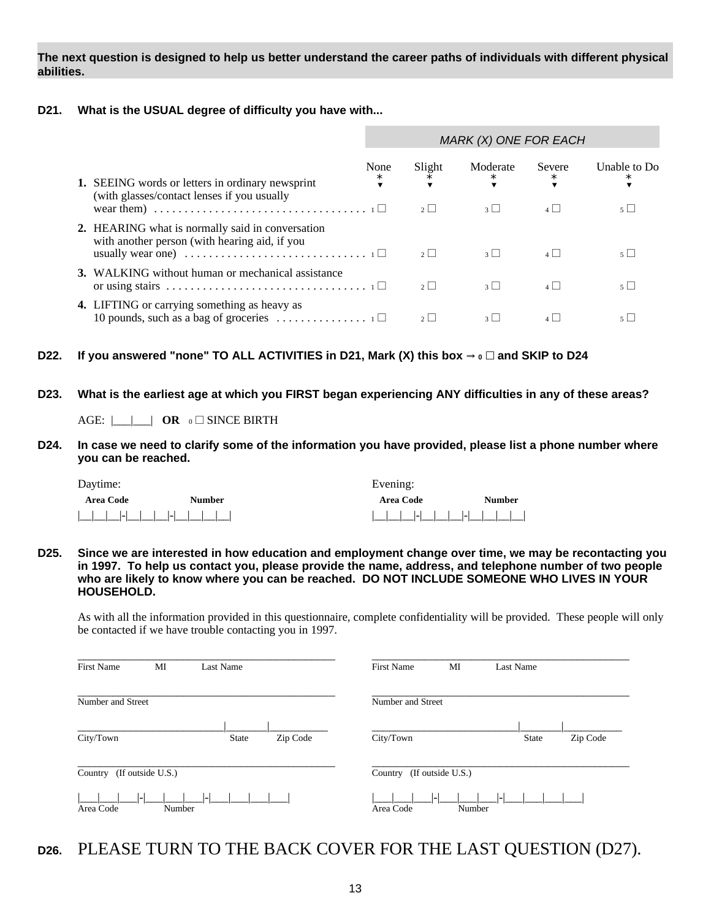**The next question is designed to help us better understand the career paths of individuals with different physical abilities.**

**D21. What is the USUAL degree of difficulty you have with...**

*MARK (X) ONE FOR EACH*

| | None | Slight | Moderate | Severe | Unable to Do |
|---|---|---|---|---|---|
| **1.** SEEING words or letters in ordinary newsprint (with glasses/contact lenses if you usually wear them) | 1 ☐ | 2 ☐ | 3 ☐ | 4 ☐ | 5 ☐ |
| **2.** HEARING what is normally said in conversation with another person (with hearing aid, if you usually wear one) | 1 ☐ | 2 ☐ | 3 ☐ | 4 ☐ | 5 ☐ |
| **3.** WALKING without human or mechanical assistance or using stairs | 1 ☐ | 2 ☐ | 3 ☐ | 4 ☐ | 5 ☐ |
| **4.** LIFTING or carrying something as heavy as 10 pounds, such as a bag of groceries | 1 ☐ | 2 ☐ | 3 ☐ | 4 ☐ | 5 ☐ |

**D22. If you answered "none" TO ALL ACTIVITIES in D21, Mark (X) this box ⇒ 0 ☐ and SKIP to D24**

**D23. What is the earliest age at which you FIRST began experiencing ANY difficulties in any of these areas?**

AGE: |___|___| **OR** 0 ☐ SINCE BIRTH

**D24. In case we need to clarify some of the information you have provided, please list a phone number where you can be reached.**

Daytime:

**Area Code** **Number**

|__|__|__|-|__|__|__|-|__|__|__|__|

Evening:

**Area Code** **Number**

|__|__|__|-|__|__|__|-|__|__|__|__|

**D25. Since we are interested in how education and employment change over time, we may be recontacting you in 1997. To help us contact you, please provide the name, address, and telephone number of two people who are likely to know where you can be reached. DO NOT INCLUDE SOMEONE WHO LIVES IN YOUR HOUSEHOLD.**

As with all the information provided in this questionnaire, complete confidentiality will be provided. These people will only be contacted if we have trouble contacting you in 1997.

First Name MI Last Name

Number and Street

City/Town State Zip Code

Country (If outside U.S.)

|___|___|___|-|___|___|___|-|___|___|___|___|
Area Code Number

First Name MI Last Name

Number and Street

City/Town State Zip Code

Country (If outside U.S.)

|___|___|___|-|___|___|___|-|___|___|___|___|
Area Code Number

**D26.** PLEASE TURN TO THE BACK COVER FOR THE LAST QUESTION (D27).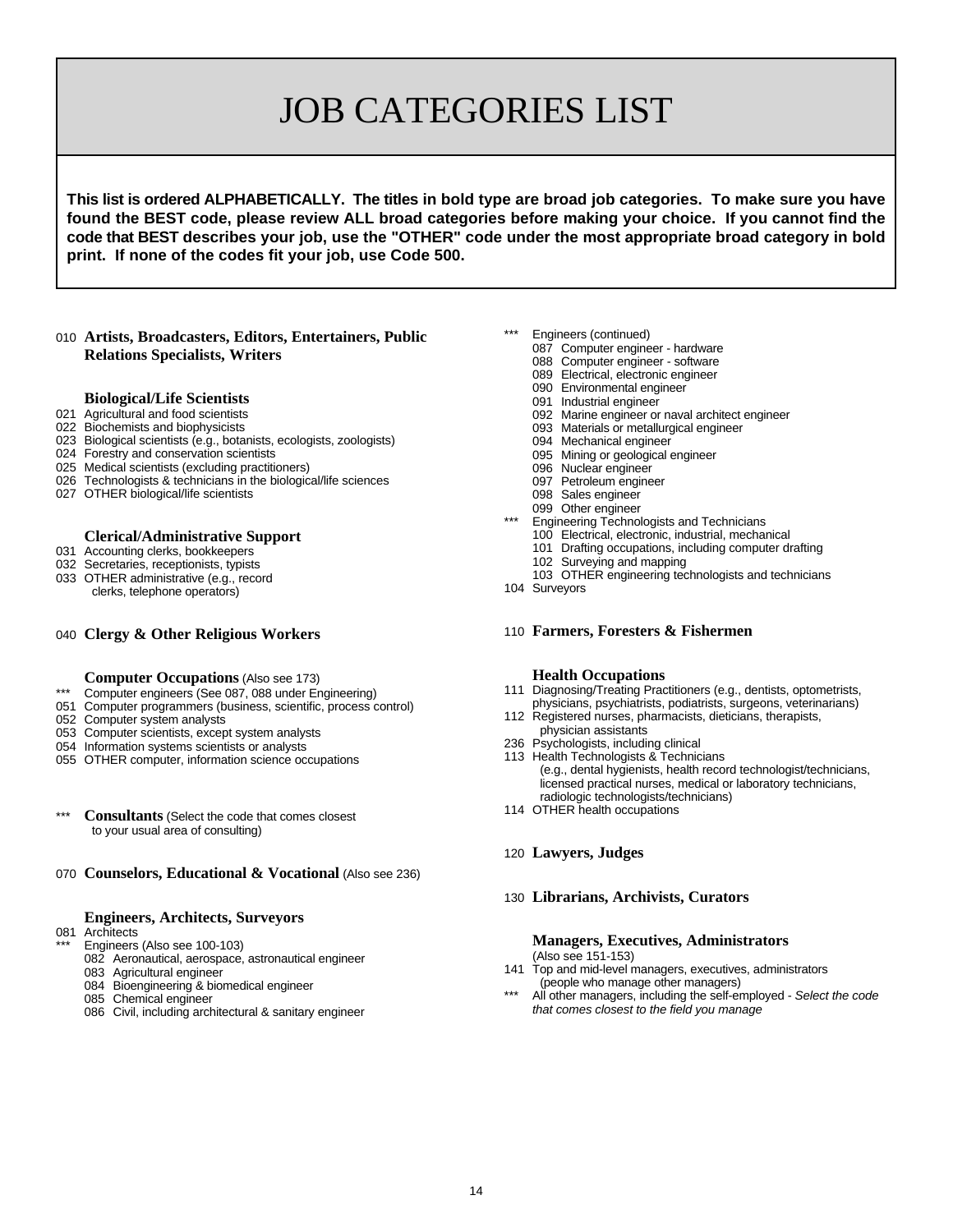# JOB CATEGORIES LIST

**This list is ordered ALPHABETICALLY. The titles in bold type are broad job categories. To make sure you have found the BEST code, please review ALL broad categories before making your choice. If you cannot find the code that BEST describes your job, use the "OTHER" code under the most appropriate broad category in bold print. If none of the codes fit your job, use Code 500.**

010 **Artists, Broadcasters, Editors, Entertainers, Public Relations Specialists, Writers**

**Biological/Life Scientists**

021 Agricultural and food scientists
022 Biochemists and biophysicists
023 Biological scientists (e.g., botanists, ecologists, zoologists)
024 Forestry and conservation scientists
025 Medical scientists (excluding practitioners)
026 Technologists & technicians in the biological/life sciences
027 OTHER biological/life scientists

**Clerical/Administrative Support**

031 Accounting clerks, bookkeepers
032 Secretaries, receptionists, typists
033 OTHER administrative (e.g., record clerks, telephone operators)

040 **Clergy & Other Religious Workers**

**Computer Occupations** (Also see 173)

*** Computer engineers (See 087, 088 under Engineering)
051 Computer programmers (business, scientific, process control)
052 Computer system analysts
053 Computer scientists, except system analysts
054 Information systems scientists or analysts
055 OTHER computer, information science occupations

*** **Consultants** (Select the code that comes closest to your usual area of consulting)

070 **Counselors, Educational & Vocational** (Also see 236)

**Engineers, Architects, Surveyors**

081 Architects
*** Engineers (Also see 100-103)
- 082 Aeronautical, aerospace, astronautical engineer
- 083 Agricultural engineer
- 084 Bioengineering & biomedical engineer
- 085 Chemical engineer
- 086 Civil, including architectural & sanitary engineer

*** Engineers (continued)
- 087 Computer engineer - hardware
- 088 Computer engineer - software
- 089 Electrical, electronic engineer
- 090 Environmental engineer
- 091 Industrial engineer
- 092 Marine engineer or naval architect engineer
- 093 Materials or metallurgical engineer
- 094 Mechanical engineer
- 095 Mining or geological engineer
- 096 Nuclear engineer
- 097 Petroleum engineer
- 098 Sales engineer
- 099 Other engineer

*** Engineering Technologists and Technicians
- 100 Electrical, electronic, industrial, mechanical
- 101 Drafting occupations, including computer drafting
- 102 Surveying and mapping
- 103 OTHER engineering technologists and technicians

104 Surveyors

110 **Farmers, Foresters & Fishermen**

**Health Occupations**

111 Diagnosing/Treating Practitioners (e.g., dentists, optometrists, physicians, psychiatrists, podiatrists, surgeons, veterinarians)
112 Registered nurses, pharmacists, dieticians, therapists, physician assistants
236 Psychologists, including clinical
113 Health Technologists & Technicians (e.g., dental hygienists, health record technologist/technicians, licensed practical nurses, medical or laboratory technicians, radiologic technologists/technicians)
114 OTHER health occupations

120 **Lawyers, Judges**

130 **Librarians, Archivists, Curators**

**Managers, Executives, Administrators**
(Also see 151-153)

141 Top and mid-level managers, executives, administrators (people who manage other managers)
*** All other managers, including the self-employed - *Select the code that comes closest to the field you manage*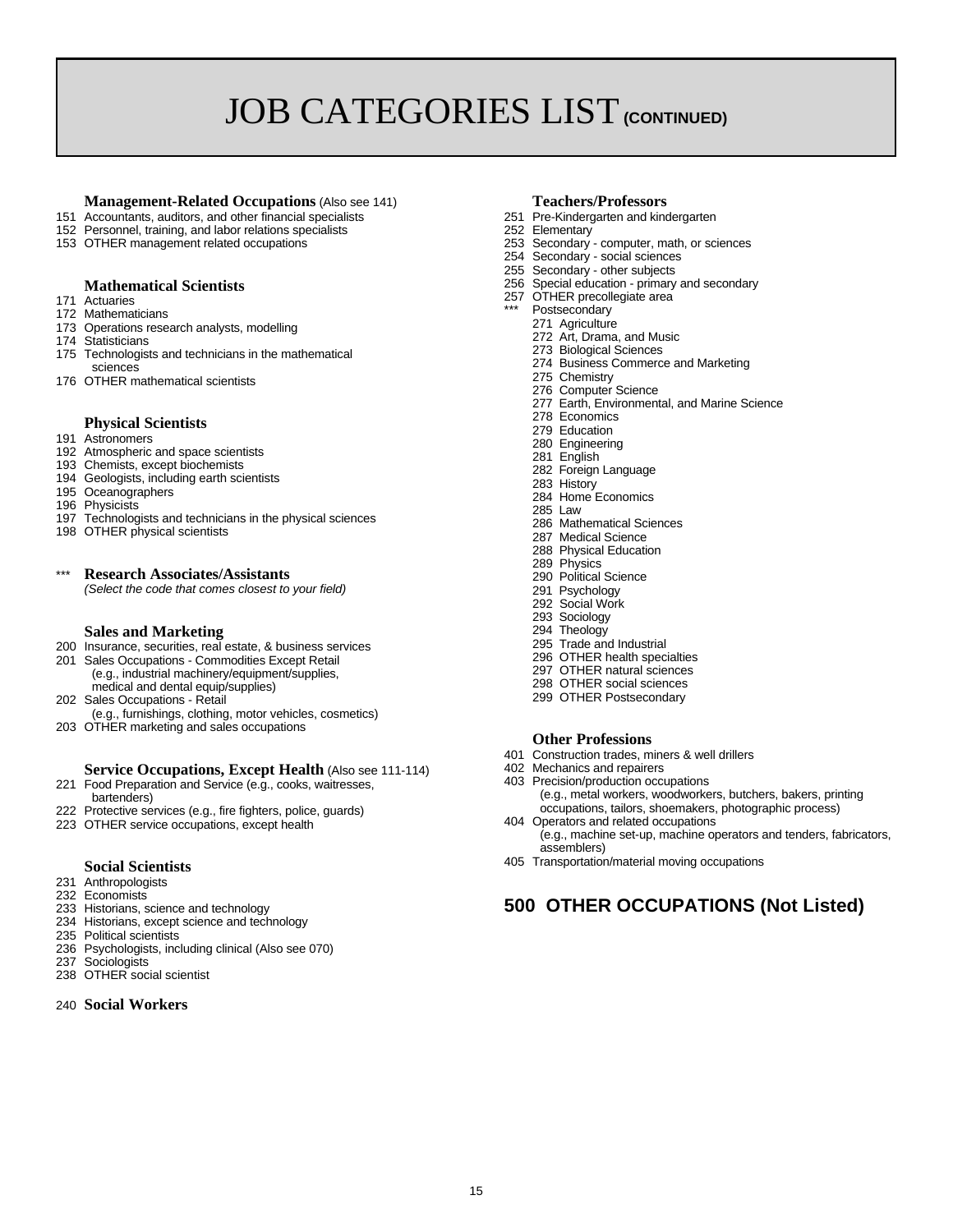# JOB CATEGORIES LIST (CONTINUED)

### Management-Related Occupations (Also see 141)

151 Accountants, auditors, and other financial specialists
152 Personnel, training, and labor relations specialists
153 OTHER management related occupations

### Mathematical Scientists

171 Actuaries
172 Mathematicians
173 Operations research analysts, modelling
174 Statisticians
175 Technologists and technicians in the mathematical sciences
176 OTHER mathematical scientists

### Physical Scientists

191 Astronomers
192 Atmospheric and space scientists
193 Chemists, except biochemists
194 Geologists, including earth scientists
195 Oceanographers
196 Physicists
197 Technologists and technicians in the physical sciences
198 OTHER physical scientists

### *** Research Associates/Assistants

*(Select the code that comes closest to your field)*

### Sales and Marketing

200 Insurance, securities, real estate, & business services
201 Sales Occupations - Commodities Except Retail (e.g., industrial machinery/equipment/supplies, medical and dental equip/supplies)
202 Sales Occupations - Retail (e.g., furnishings, clothing, motor vehicles, cosmetics)
203 OTHER marketing and sales occupations

### Service Occupations, Except Health (Also see 111-114)

221 Food Preparation and Service (e.g., cooks, waitresses, bartenders)
222 Protective services (e.g., fire fighters, police, guards)
223 OTHER service occupations, except health

### Social Scientists

231 Anthropologists
232 Economists
233 Historians, science and technology
234 Historians, except science and technology
235 Political scientists
236 Psychologists, including clinical (Also see 070)
237 Sociologists
238 OTHER social scientist

### 240 Social Workers

### Teachers/Professors

251 Pre-Kindergarten and kindergarten
252 Elementary
253 Secondary - computer, math, or sciences
254 Secondary - social sciences
255 Secondary - other subjects
256 Special education - primary and secondary
257 OTHER precollegiate area
*** Postsecondary
- 271 Agriculture
- 272 Art, Drama, and Music
- 273 Biological Sciences
- 274 Business Commerce and Marketing
- 275 Chemistry
- 276 Computer Science
- 277 Earth, Environmental, and Marine Science
- 278 Economics
- 279 Education
- 280 Engineering
- 281 English
- 282 Foreign Language
- 283 History
- 284 Home Economics
- 285 Law
- 286 Mathematical Sciences
- 287 Medical Science
- 288 Physical Education
- 289 Physics
- 290 Political Science
- 291 Psychology
- 292 Social Work
- 293 Sociology
- 294 Theology
- 295 Trade and Industrial
- 296 OTHER health specialties
- 297 OTHER natural sciences
- 298 OTHER social sciences
- 299 OTHER Postsecondary

### Other Professions

401 Construction trades, miners & well drillers
402 Mechanics and repairers
403 Precision/production occupations (e.g., metal workers, woodworkers, butchers, bakers, printing occupations, tailors, shoemakers, photographic process)
404 Operators and related occupations (e.g., machine set-up, machine operators and tenders, fabricators, assemblers)
405 Transportation/material moving occupations

## 500 OTHER OCCUPATIONS (Not Listed)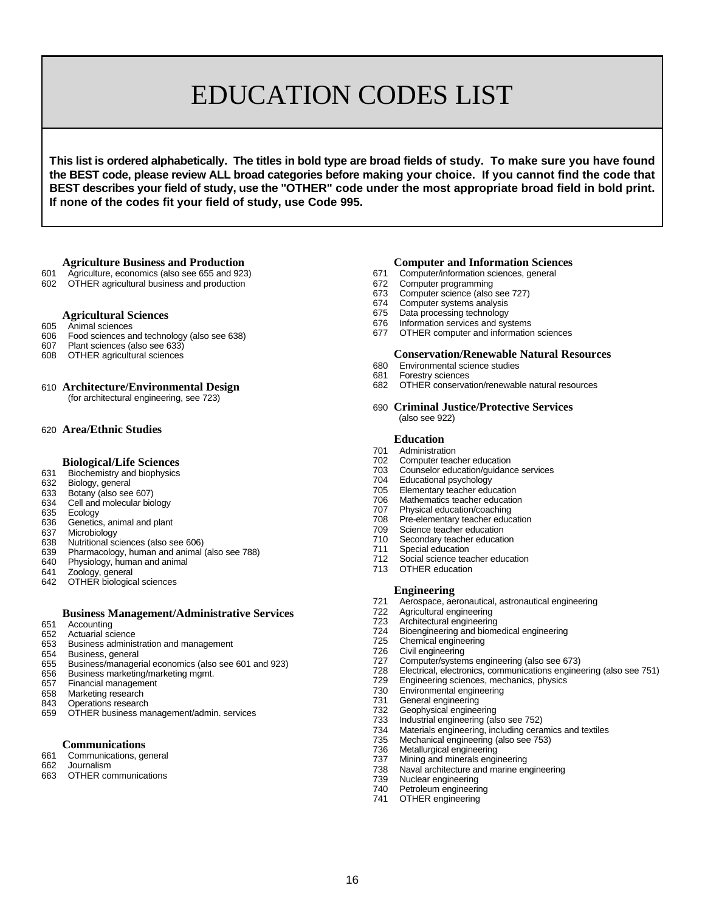# EDUCATION CODES LIST

**This list is ordered alphabetically. The titles in bold type are broad fields of study. To make sure you have found the BEST code, please review ALL broad categories before making your choice. If you cannot find the code that BEST describes your field of study, use the "OTHER" code under the most appropriate broad field in bold print. If none of the codes fit your field of study, use Code 995.**

**Agriculture Business and Production**

601 Agriculture, economics (also see 655 and 923)
602 OTHER agricultural business and production

**Agricultural Sciences**

605 Animal sciences
606 Food sciences and technology (also see 638)
607 Plant sciences (also see 633)
608 OTHER agricultural sciences

610 **Architecture/Environmental Design**
(for architectural engineering, see 723)

620 **Area/Ethnic Studies**

**Biological/Life Sciences**

631 Biochemistry and biophysics
632 Biology, general
633 Botany (also see 607)
634 Cell and molecular biology
635 Ecology
636 Genetics, animal and plant
637 Microbiology
638 Nutritional sciences (also see 606)
639 Pharmacology, human and animal (also see 788)
640 Physiology, human and animal
641 Zoology, general
642 OTHER biological sciences

**Business Management/Administrative Services**

651 Accounting
652 Actuarial science
653 Business administration and management
654 Business, general
655 Business/managerial economics (also see 601 and 923)
656 Business marketing/marketing mgmt.
657 Financial management
658 Marketing research
843 Operations research
659 OTHER business management/admin. services

**Communications**

661 Communications, general
662 Journalism
663 OTHER communications

**Computer and Information Sciences**

671 Computer/information sciences, general
672 Computer programming
673 Computer science (also see 727)
674 Computer systems analysis
675 Data processing technology
676 Information services and systems
677 OTHER computer and information sciences

**Conservation/Renewable Natural Resources**

680 Environmental science studies
681 Forestry sciences
682 OTHER conservation/renewable natural resources

690 **Criminal Justice/Protective Services**
(also see 922)

**Education**

701 Administration
702 Computer teacher education
703 Counselor education/guidance services
704 Educational psychology
705 Elementary teacher education
706 Mathematics teacher education
707 Physical education/coaching
708 Pre-elementary teacher education
709 Science teacher education
710 Secondary teacher education
711 Special education
712 Social science teacher education
713 OTHER education

**Engineering**

721 Aerospace, aeronautical, astronautical engineering
722 Agricultural engineering
723 Architectural engineering
724 Bioengineering and biomedical engineering
725 Chemical engineering
726 Civil engineering
727 Computer/systems engineering (also see 673)
728 Electrical, electronics, communications engineering (also see 751)
729 Engineering sciences, mechanics, physics
730 Environmental engineering
731 General engineering
732 Geophysical engineering
733 Industrial engineering (also see 752)
734 Materials engineering, including ceramics and textiles
735 Mechanical engineering (also see 753)
736 Metallurgical engineering
737 Mining and minerals engineering
738 Naval architecture and marine engineering
739 Nuclear engineering
740 Petroleum engineering
741 OTHER engineering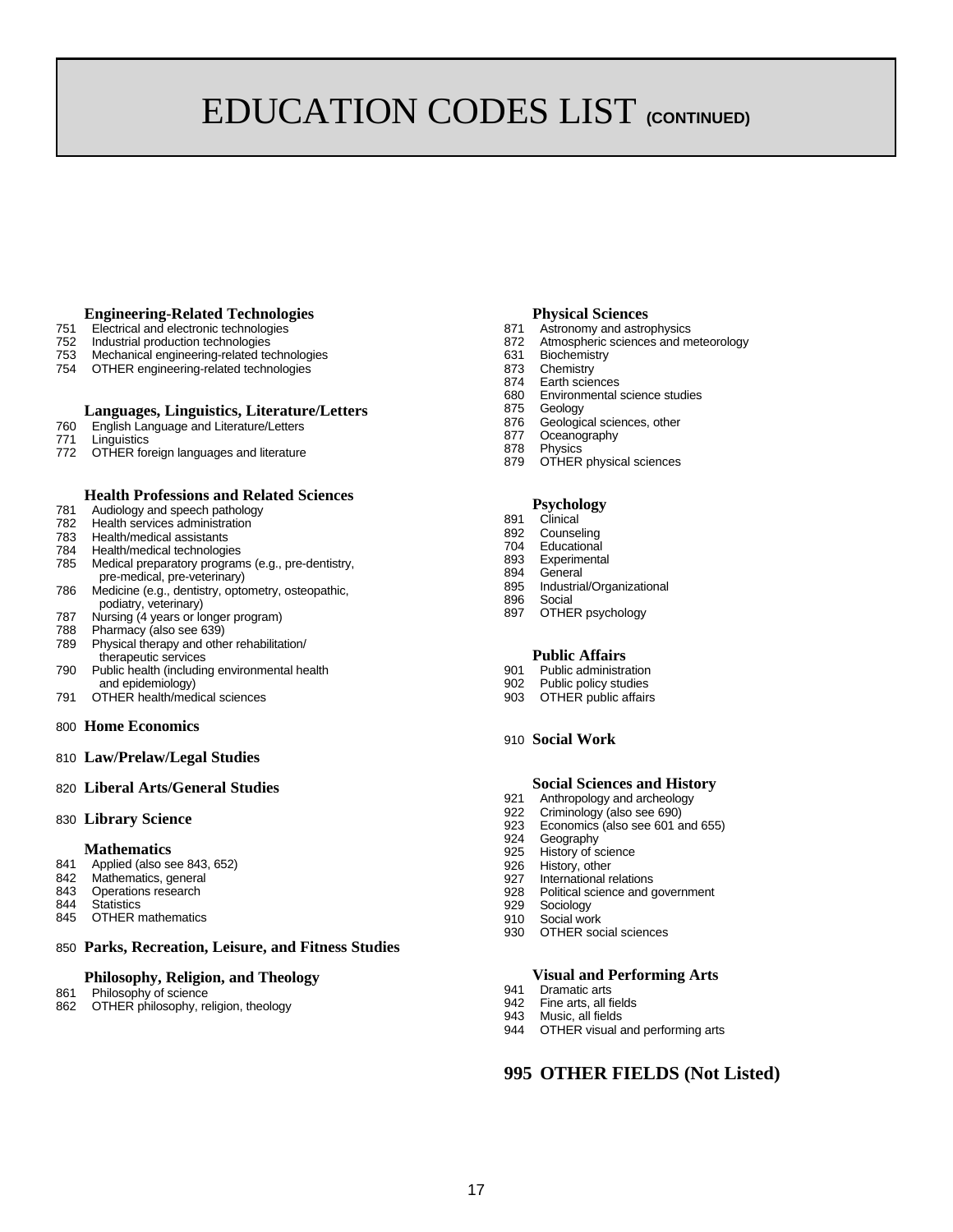# EDUCATION CODES LIST **(CONTINUED)**

### Engineering-Related Technologies

751 Electrical and electronic technologies
752 Industrial production technologies
753 Mechanical engineering-related technologies
754 OTHER engineering-related technologies

### Languages, Linguistics, Literature/Letters

760 English Language and Literature/Letters
771 Linguistics
772 OTHER foreign languages and literature

### Health Professions and Related Sciences

781 Audiology and speech pathology
782 Health services administration
783 Health/medical assistants
784 Health/medical technologies
785 Medical preparatory programs (e.g., pre-dentistry, pre-medical, pre-veterinary)
786 Medicine (e.g., dentistry, optometry, osteopathic, podiatry, veterinary)
787 Nursing (4 years or longer program)
788 Pharmacy (also see 639)
789 Physical therapy and other rehabilitation/ therapeutic services
790 Public health (including environmental health and epidemiology)
791 OTHER health/medical sciences

### 800 Home Economics

### 810 Law/Prelaw/Legal Studies

### 820 Liberal Arts/General Studies

### 830 Library Science

### Mathematics

841 Applied (also see 843, 652)
842 Mathematics, general
843 Operations research
844 Statistics
845 OTHER mathematics

### 850 Parks, Recreation, Leisure, and Fitness Studies

### Philosophy, Religion, and Theology

861 Philosophy of science
862 OTHER philosophy, religion, theology

### Physical Sciences

871 Astronomy and astrophysics
872 Atmospheric sciences and meteorology
631 Biochemistry
873 Chemistry
874 Earth sciences
680 Environmental science studies
875 Geology
876 Geological sciences, other
877 Oceanography
878 Physics
879 OTHER physical sciences

### Psychology

891 Clinical
892 Counseling
704 Educational
893 Experimental
894 General
895 Industrial/Organizational
896 Social
897 OTHER psychology

### Public Affairs

901 Public administration
902 Public policy studies
903 OTHER public affairs

### 910 Social Work

### Social Sciences and History

921 Anthropology and archeology
922 Criminology (also see 690)
923 Economics (also see 601 and 655)
924 Geography
925 History of science
926 History, other
927 International relations
928 Political science and government
929 Sociology
910 Social work
930 OTHER social sciences

### Visual and Performing Arts

941 Dramatic arts
942 Fine arts, all fields
943 Music, all fields
944 OTHER visual and performing arts

## 995 OTHER FIELDS (Not Listed)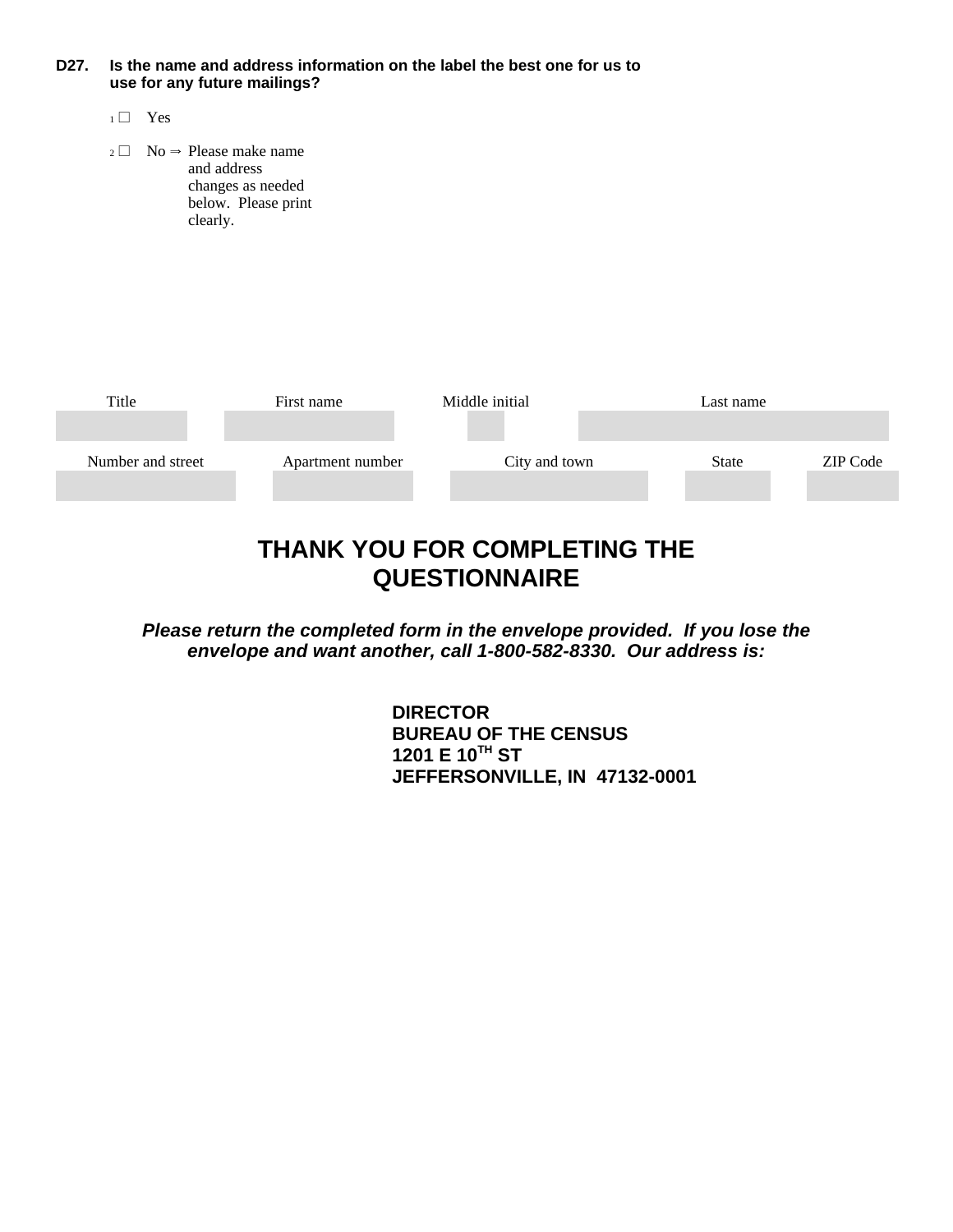**D27. Is the name and address information on the label the best one for us to use for any future mailings?**

- 1 ☐ Yes
- 2 ☐ No ⇒ Please make name and address changes as needed below. Please print clearly.

| Title | First name | Middle initial | Last name |
|---|---|---|---|
| | | | |

| Number and street | Apartment number | City and town | State | ZIP Code |
|---|---|---|---|---|
| | | | | |

# THANK YOU FOR COMPLETING THE QUESTIONNAIRE

***Please return the completed form in the envelope provided. If you lose the envelope and want another, call 1-800-582-8330. Our address is:***

**DIRECTOR**
**BUREAU OF THE CENSUS**
**1201 E 10TH ST**
**JEFFERSONVILLE, IN 47132-0001**